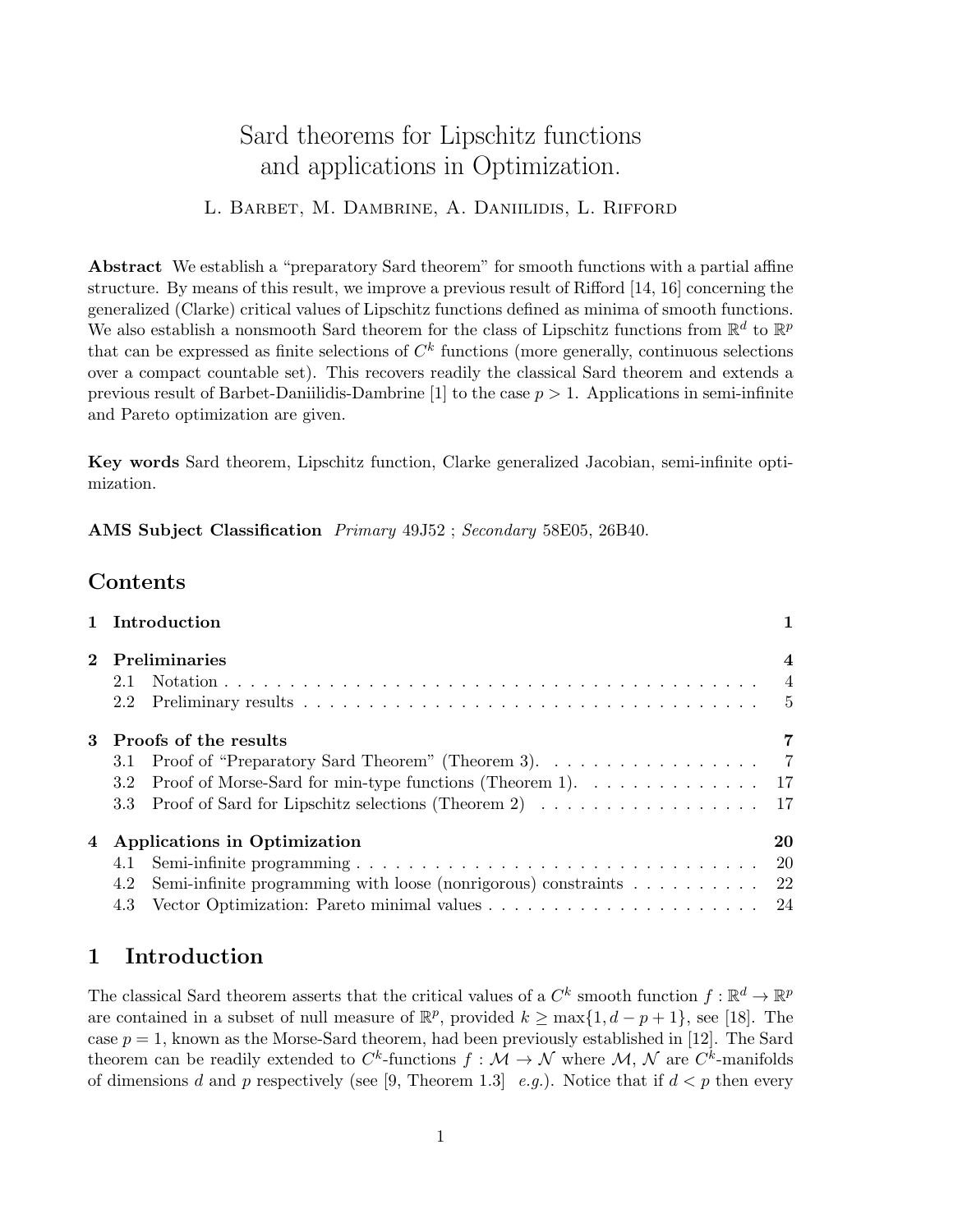# Sard theorems for Lipschitz functions and applications in Optimization.

L. Barbet, M. Dambrine, A. Daniilidis, L. Rifford

**Abstract** We establish a "preparatory Sard theorem" for smooth functions with a partial affine structure. By means of this result, we improve a previous result of Rifford [14, 16] concerning the generalized (Clarke) critical values of Lipschitz functions defined as minima of smooth functions. We also establish a nonsmooth Sard theorem for the class of Lipschitz functions from $\mathbb{R}^d$ to $\mathbb{R}^p$ that can be expressed as finite selections of $C^k$ functions (more generally, continuous selections over a compact countable set). This recovers readily the classical Sard theorem and extends a previous result of Barbet-Daniilidis-Dambrine [1] to the case $p > 1$. Applications in semi-infinite and Pareto optimization are given.

**Key words** Sard theorem, Lipschitz function, Clarke generalized Jacobian, semi-infinite optimization.

**AMS Subject Classification** *Primary* 49J52 ; *Secondary* 58E05, 26B40.

## Contents

- 1 Introduction — 1
- 2 Preliminaries — 4
  - 2.1 Notation — 4
  - 2.2 Preliminary results — 5
- 3 Proofs of the results — 7
  - 3.1 Proof of "Preparatory Sard Theorem" (Theorem 3). — 7
  - 3.2 Proof of Morse-Sard for min-type functions (Theorem 1). — 17
  - 3.3 Proof of Sard for Lipschitz selections (Theorem 2) — 17
- 4 Applications in Optimization — 20
  - 4.1 Semi-infinite programming — 20
  - 4.2 Semi-infinite programming with loose (nonrigorous) constraints — 22
  - 4.3 Vector Optimization: Pareto minimal values — 24

## 1 Introduction

The classical Sard theorem asserts that the critical values of a $C^k$ smooth function $f : \mathbb{R}^d \to \mathbb{R}^p$ are contained in a subset of null measure of $\mathbb{R}^p$, provided $k \geq \max\{1, d - p + 1\}$, see [18]. The case $p = 1$, known as the Morse-Sard theorem, had been previously established in [12]. The Sard theorem can be readily extended to $C^k$-functions $f : \mathcal{M} \to \mathcal{N}$ where $\mathcal{M}$, $\mathcal{N}$ are $C^k$-manifolds of dimensions $d$ and $p$ respectively (see [9, Theorem 1.3] *e.g.*). Notice that if $d < p$ then every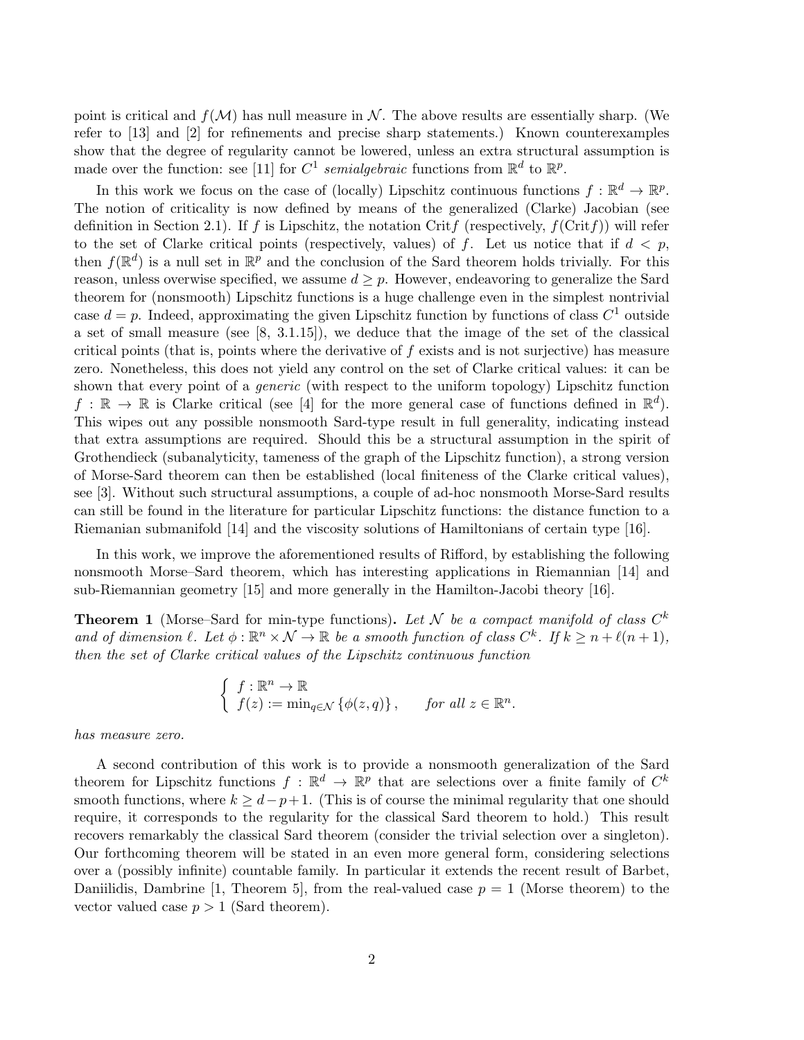point is critical and $f(\mathcal{M})$ has null measure in $\mathcal{N}$. The above results are essentially sharp. (We refer to [13] and [2] for refinements and precise sharp statements.) Known counterexamples show that the degree of regularity cannot be lowered, unless an extra structural assumption is made over the function: see [11] for $C^1$ *semialgebraic* functions from $\mathbb{R}^d$ to $\mathbb{R}^p$.

In this work we focus on the case of (locally) Lipschitz continuous functions $f : \mathbb{R}^d \to \mathbb{R}^p$. The notion of criticality is now defined by means of the generalized (Clarke) Jacobian (see definition in Section 2.1). If $f$ is Lipschitz, the notation Crit$f$ (respectively, $f(\text{Crit}f)$) will refer to the set of Clarke critical points (respectively, values) of $f$. Let us notice that if $d < p$, then $f(\mathbb{R}^d)$ is a null set in $\mathbb{R}^p$ and the conclusion of the Sard theorem holds trivially. For this reason, unless overwise specified, we assume $d \geq p$. However, endeavoring to generalize the Sard theorem for (nonsmooth) Lipschitz functions is a huge challenge even in the simplest nontrivial case $d = p$. Indeed, approximating the given Lipschitz function by functions of class $C^1$ outside a set of small measure (see [8, 3.1.15]), we deduce that the image of the set of the classical critical points (that is, points where the derivative of $f$ exists and is not surjective) has measure zero. Nonetheless, this does not yield any control on the set of Clarke critical values: it can be shown that every point of a *generic* (with respect to the uniform topology) Lipschitz function $f : \mathbb{R} \to \mathbb{R}$ is Clarke critical (see [4] for the more general case of functions defined in $\mathbb{R}^d$). This wipes out any possible nonsmooth Sard-type result in full generality, indicating instead that extra assumptions are required. Should this be a structural assumption in the spirit of Grothendieck (subanalyticity, tameness of the graph of the Lipschitz function), a strong version of Morse-Sard theorem can then be established (local finiteness of the Clarke critical values), see [3]. Without such structural assumptions, a couple of ad-hoc nonsmooth Morse-Sard results can still be found in the literature for particular Lipschitz functions: the distance function to a Riemanian submanifold [14] and the viscosity solutions of Hamiltonians of certain type [16].

In this work, we improve the aforementioned results of Rifford, by establishing the following nonsmooth Morse–Sard theorem, which has interesting applications in Riemannian [14] and sub-Riemannian geometry [15] and more generally in the Hamilton-Jacobi theory [16].

**Theorem 1** (Morse–Sard for min-type functions)**.** *Let $\mathcal{N}$ be a compact manifold of class $C^k$ and of dimension $\ell$. Let $\phi : \mathbb{R}^n \times \mathcal{N} \to \mathbb{R}$ be a smooth function of class $C^k$. If $k \geq n + \ell(n+1)$, then the set of Clarke critical values of the Lipschitz continuous function*

$$\begin{cases} f : \mathbb{R}^n \to \mathbb{R} \\ f(z) := \min_{q \in \mathcal{N}} \{\phi(z,q)\}, \qquad \text{for all } z \in \mathbb{R}^n. \end{cases}$$

*has measure zero.*

A second contribution of this work is to provide a nonsmooth generalization of the Sard theorem for Lipschitz functions $f : \mathbb{R}^d \to \mathbb{R}^p$ that are selections over a finite family of $C^k$ smooth functions, where $k \geq d - p + 1$. (This is of course the minimal regularity that one should require, it corresponds to the regularity for the classical Sard theorem to hold.) This result recovers remarkably the classical Sard theorem (consider the trivial selection over a singleton). Our forthcoming theorem will be stated in an even more general form, considering selections over a (possibly infinite) countable family. In particular it extends the recent result of Barbet, Daniilidis, Dambrine [1, Theorem 5], from the real-valued case $p = 1$ (Morse theorem) to the vector valued case $p > 1$ (Sard theorem).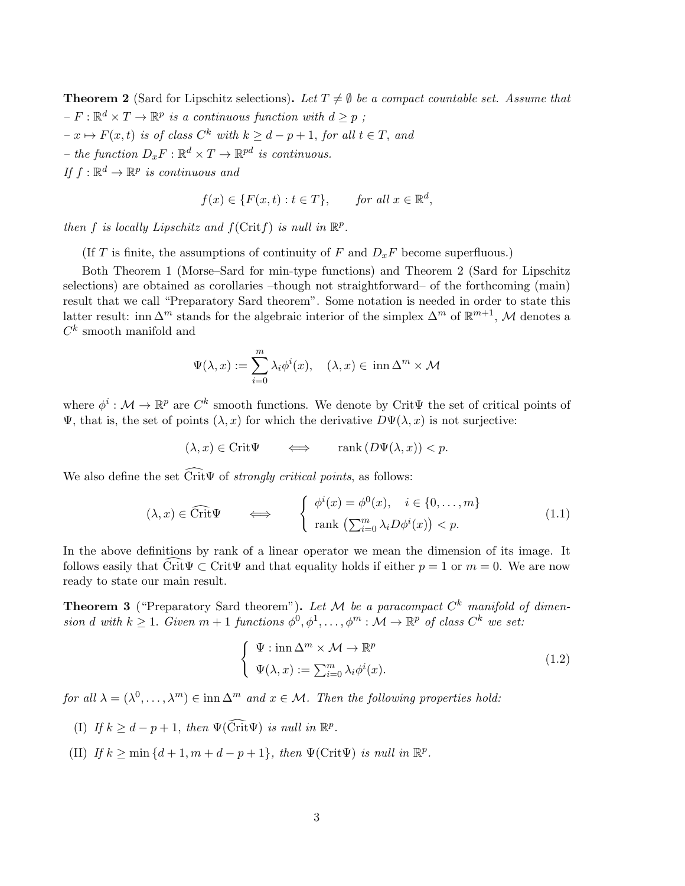**Theorem 2** (Sard for Lipschitz selections)**.** *Let $T \neq \emptyset$ be a compact countable set. Assume that*
*– $F : \mathbb{R}^d \times T \to \mathbb{R}^p$ is a continuous function with $d \geq p$ ;*
*– $x \mapsto F(x,t)$ is of class $C^k$ with $k \geq d - p + 1$, for all $t \in T$, and*
*– the function $D_x F : \mathbb{R}^d \times T \to \mathbb{R}^{pd}$ is continuous.*
*If $f : \mathbb{R}^d \to \mathbb{R}^p$ is continuous and*

$$f(x) \in \{F(x,t) : t \in T\}, \qquad \text{for all } x \in \mathbb{R}^d,$$

*then $f$ is locally Lipschitz and $f(\mathrm{Crit} f)$ is null in $\mathbb{R}^p$.*

(If $T$ is finite, the assumptions of continuity of $F$ and $D_x F$ become superfluous.)

Both Theorem 1 (Morse–Sard for min-type functions) and Theorem 2 (Sard for Lipschitz selections) are obtained as corollaries –though not straightforward– of the forthcoming (main) result that we call "Preparatory Sard theorem". Some notation is needed in order to state this latter result: $\mathrm{inn}\,\Delta^m$ stands for the algebraic interior of the simplex $\Delta^m$ of $\mathbb{R}^{m+1}$, $\mathcal{M}$ denotes a $C^k$ smooth manifold and

$$\Psi(\lambda, x) := \sum_{i=0}^{m} \lambda_i \phi^i(x), \quad (\lambda, x) \in \mathrm{inn}\,\Delta^m \times \mathcal{M}$$

where $\phi^i : \mathcal{M} \to \mathbb{R}^p$ are $C^k$ smooth functions. We denote by $\mathrm{Crit}\Psi$ the set of critical points of $\Psi$, that is, the set of points $(\lambda, x)$ for which the derivative $D\Psi(\lambda, x)$ is not surjective:

$$(\lambda, x) \in \mathrm{Crit}\Psi \qquad \Longleftrightarrow \qquad \mathrm{rank}\,(D\Psi(\lambda, x)) < p.$$

We also define the set $\widehat{\mathrm{Crit}}\Psi$ of *strongly critical points*, as follows:

$$(\lambda, x) \in \widehat{\mathrm{Crit}}\Psi \qquad \Longleftrightarrow \qquad \begin{cases} \phi^i(x) = \phi^0(x), \quad i \in \{0, \ldots, m\} \\ \mathrm{rank}\,\left(\sum_{i=0}^m \lambda_i D\phi^i(x)\right) < p. \end{cases} \tag{1.1}$$

In the above definitions by rank of a linear operator we mean the dimension of its image. It follows easily that $\widehat{\mathrm{Crit}}\Psi \subset \mathrm{Crit}\Psi$ and that equality holds if either $p = 1$ or $m = 0$. We are now ready to state our main result.

**Theorem 3** ("Preparatory Sard theorem")**.** *Let $\mathcal{M}$ be a paracompact $C^k$ manifold of dimension $d$ with $k \geq 1$. Given $m + 1$ functions $\phi^0, \phi^1, \ldots, \phi^m : \mathcal{M} \to \mathbb{R}^p$ of class $C^k$ we set:*

$$\begin{cases} \Psi : \mathrm{inn}\,\Delta^m \times \mathcal{M} \to \mathbb{R}^p \\ \Psi(\lambda, x) := \sum_{i=0}^m \lambda_i \phi^i(x). \end{cases} \tag{1.2}$$

*for all $\lambda = (\lambda^0, \ldots, \lambda^m) \in \mathrm{inn}\,\Delta^m$ and $x \in \mathcal{M}$. Then the following properties hold:*

(I) *If $k \geq d - p + 1$, then $\Psi(\widehat{\mathrm{Crit}}\Psi)$ is null in $\mathbb{R}^p$.*

(II) *If $k \geq \min\{d + 1, m + d - p + 1\}$, then $\Psi(\mathrm{Crit}\Psi)$ is null in $\mathbb{R}^p$.*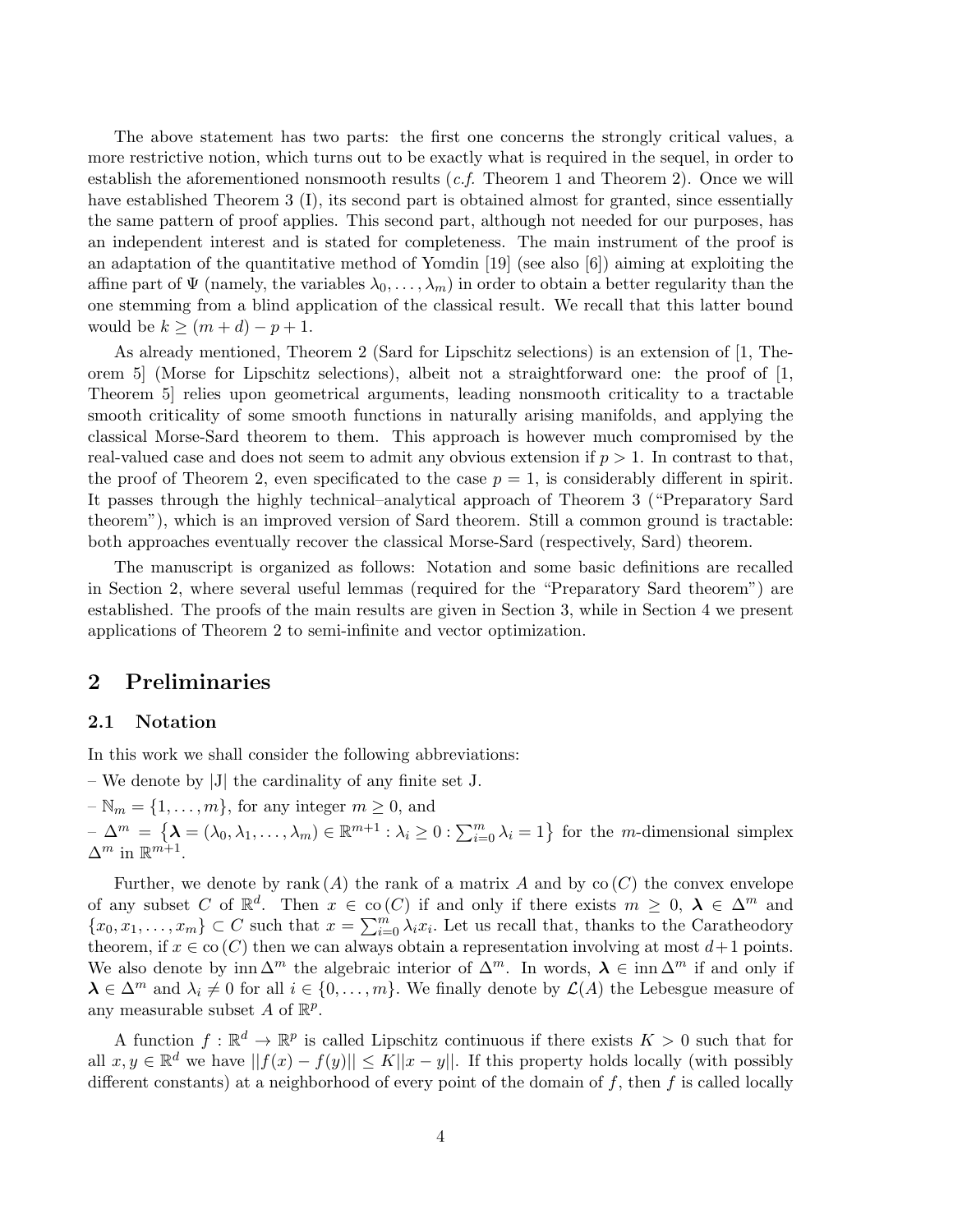The above statement has two parts: the first one concerns the strongly critical values, a more restrictive notion, which turns out to be exactly what is required in the sequel, in order to establish the aforementioned nonsmooth results (*c.f.* Theorem 1 and Theorem 2). Once we will have established Theorem 3 (I), its second part is obtained almost for granted, since essentially the same pattern of proof applies. This second part, although not needed for our purposes, has an independent interest and is stated for completeness. The main instrument of the proof is an adaptation of the quantitative method of Yomdin [19] (see also [6]) aiming at exploiting the affine part of $\Psi$ (namely, the variables $\lambda_0, \ldots, \lambda_m$) in order to obtain a better regularity than the one stemming from a blind application of the classical result. We recall that this latter bound would be $k \geq (m + d) - p + 1$.

As already mentioned, Theorem 2 (Sard for Lipschitz selections) is an extension of [1, Theorem 5] (Morse for Lipschitz selections), albeit not a straightforward one: the proof of [1, Theorem 5] relies upon geometrical arguments, leading nonsmooth criticality to a tractable smooth criticality of some smooth functions in naturally arising manifolds, and applying the classical Morse-Sard theorem to them. This approach is however much compromised by the real-valued case and does not seem to admit any obvious extension if $p > 1$. In contrast to that, the proof of Theorem 2, even specificated to the case $p = 1$, is considerably different in spirit. It passes through the highly technical–analytical approach of Theorem 3 ("Preparatory Sard theorem"), which is an improved version of Sard theorem. Still a common ground is tractable: both approaches eventually recover the classical Morse-Sard (respectively, Sard) theorem.

The manuscript is organized as follows: Notation and some basic definitions are recalled in Section 2, where several useful lemmas (required for the "Preparatory Sard theorem") are established. The proofs of the main results are given in Section 3, while in Section 4 we present applications of Theorem 2 to semi-infinite and vector optimization.

## 2 Preliminaries

### 2.1 Notation

In this work we shall consider the following abbreviations:

– We denote by |J| the cardinality of any finite set J.

– $\mathbb{N}_m = \{1, \ldots, m\}$, for any integer $m \geq 0$, and

– $\Delta^m = \left\{\boldsymbol{\lambda} = (\lambda_0, \lambda_1, \ldots, \lambda_m) \in \mathbb{R}^{m+1} : \lambda_i \geq 0 : \sum_{i=0}^{m} \lambda_i = 1\right\}$ for the $m$-dimensional simplex $\Delta^m$ in $\mathbb{R}^{m+1}$.

Further, we denote by $\operatorname{rank}(A)$ the rank of a matrix $A$ and by $\operatorname{co}(C)$ the convex envelope of any subset $C$ of $\mathbb{R}^d$. Then $x \in \operatorname{co}(C)$ if and only if there exists $m \geq 0$, $\boldsymbol{\lambda} \in \Delta^m$ and $\{x_0, x_1, \ldots, x_m\} \subset C$ such that $x = \sum_{i=0}^{m} \lambda_i x_i$. Let us recall that, thanks to the Caratheodory theorem, if $x \in \operatorname{co}(C)$ then we can always obtain a representation involving at most $d+1$ points. We also denote by $\operatorname{inn} \Delta^m$ the algebraic interior of $\Delta^m$. In words, $\boldsymbol{\lambda} \in \operatorname{inn} \Delta^m$ if and only if $\boldsymbol{\lambda} \in \Delta^m$ and $\lambda_i \neq 0$ for all $i \in \{0, \ldots, m\}$. We finally denote by $\mathcal{L}(A)$ the Lebesgue measure of any measurable subset $A$ of $\mathbb{R}^p$.

A function $f : \mathbb{R}^d \to \mathbb{R}^p$ is called Lipschitz continuous if there exists $K > 0$ such that for all $x, y \in \mathbb{R}^d$ we have $||f(x) - f(y)|| \leq K||x - y||$. If this property holds locally (with possibly different constants) at a neighborhood of every point of the domain of $f$, then $f$ is called locally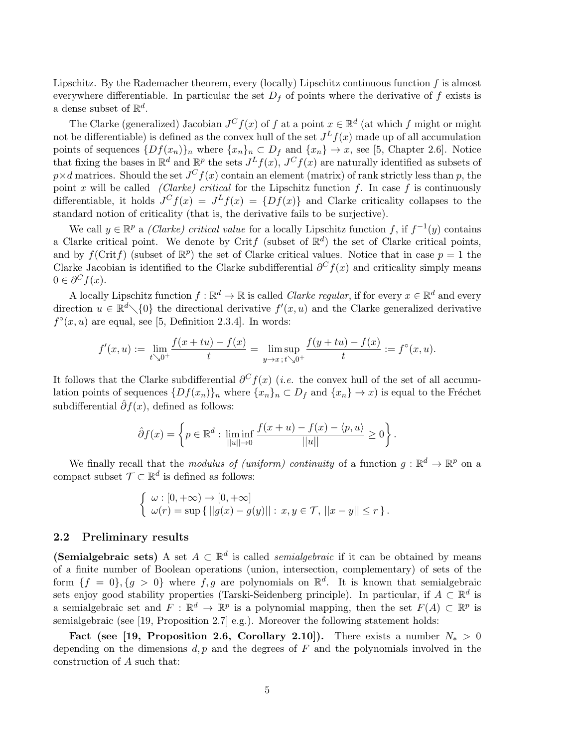Lipschitz. By the Rademacher theorem, every (locally) Lipschitz continuous function $f$ is almost everywhere differentiable. In particular the set $D_f$ of points where the derivative of $f$ exists is a dense subset of $\mathbb{R}^d$.

The Clarke (generalized) Jacobian $J^C f(x)$ of $f$ at a point $x \in \mathbb{R}^d$ (at which $f$ might or might not be differentiable) is defined as the convex hull of the set $J^L f(x)$ made up of all accumulation points of sequences $\{Df(x_n)\}_n$ where $\{x_n\}_n \subset D_f$ and $\{x_n\} \to x$, see [5, Chapter 2.6]. Notice that fixing the bases in $\mathbb{R}^d$ and $\mathbb{R}^p$ the sets $J^L f(x)$, $J^C f(x)$ are naturally identified as subsets of $p \times d$ matrices. Should the set $J^C f(x)$ contain an element (matrix) of rank strictly less than $p$, the point $x$ will be called *(Clarke) critical* for the Lipschitz function $f$. In case $f$ is continuously differentiable, it holds $J^C f(x) = J^L f(x) = \{Df(x)\}$ and Clarke criticality collapses to the standard notion of criticality (that is, the derivative fails to be surjective).

We call $y \in \mathbb{R}^p$ a *(Clarke) critical value* for a locally Lipschitz function $f$, if $f^{-1}(y)$ contains a Clarke critical point. We denote by $\mathrm{Crit} f$ (subset of $\mathbb{R}^d$) the set of Clarke critical points, and by $f(\mathrm{Crit} f)$ (subset of $\mathbb{R}^p$) the set of Clarke critical values. Notice that in case $p = 1$ the Clarke Jacobian is identified to the Clarke subdifferential $\partial^C f(x)$ and criticality simply means $0 \in \partial^C f(x)$.

A locally Lipschitz function $f : \mathbb{R}^d \to \mathbb{R}$ is called *Clarke regular*, if for every $x \in \mathbb{R}^d$ and every direction $u \in \mathbb{R}^d \setminus \{0\}$ the directional derivative $f'(x, u)$ and the Clarke generalized derivative $f^\circ(x, u)$ are equal, see [5, Definition 2.3.4]. In words:

$$f'(x, u) := \lim_{t \searrow 0^+} \frac{f(x + tu) - f(x)}{t} = \limsup_{y \to x\,;\, t \searrow 0^+} \frac{f(y + tu) - f(x)}{t} := f^\circ(x, u).$$

It follows that the Clarke subdifferential $\partial^C f(x)$ (*i.e.* the convex hull of the set of all accumulation points of sequences $\{Df(x_n)\}_n$ where $\{x_n\}_n \subset D_f$ and $\{x_n\} \to x$) is equal to the Fréchet subdifferential $\hat{\partial} f(x)$, defined as follows:

$$\hat{\partial} f(x) = \left\{ p \in \mathbb{R}^d : \liminf_{||u|| \to 0} \frac{f(x + u) - f(x) - \langle p, u \rangle}{||u||} \geq 0 \right\}.$$

We finally recall that the *modulus of (uniform) continuity* of a function $g : \mathbb{R}^d \to \mathbb{R}^p$ on a compact subset $\mathcal{T} \subset \mathbb{R}^d$ is defined as follows:

$$\begin{cases} \omega : [0, +\infty) \to [0, +\infty] \\ \omega(r) = \sup \{ \, ||g(x) - g(y)|| : \, x, y \in \mathcal{T}, \, ||x - y|| \leq r \, \}. \end{cases}$$

### 2.2 Preliminary results

**(Semialgebraic sets)** A set $A \subset \mathbb{R}^d$ is called *semialgebraic* if it can be obtained by means of a finite number of Boolean operations (union, intersection, complementary) of sets of the form $\{f = 0\}, \{g > 0\}$ where $f, g$ are polynomials on $\mathbb{R}^d$. It is known that semialgebraic sets enjoy good stability properties (Tarski-Seidenberg principle). In particular, if $A \subset \mathbb{R}^d$ is a semialgebraic set and $F : \mathbb{R}^d \to \mathbb{R}^p$ is a polynomial mapping, then the set $F(A) \subset \mathbb{R}^p$ is semialgebraic (see [19, Proposition 2.7] e.g.). Moreover the following statement holds:

**Fact (see [19, Proposition 2.6, Corollary 2.10]).** There exists a number $N_* > 0$ depending on the dimensions $d, p$ and the degrees of $F$ and the polynomials involved in the construction of $A$ such that: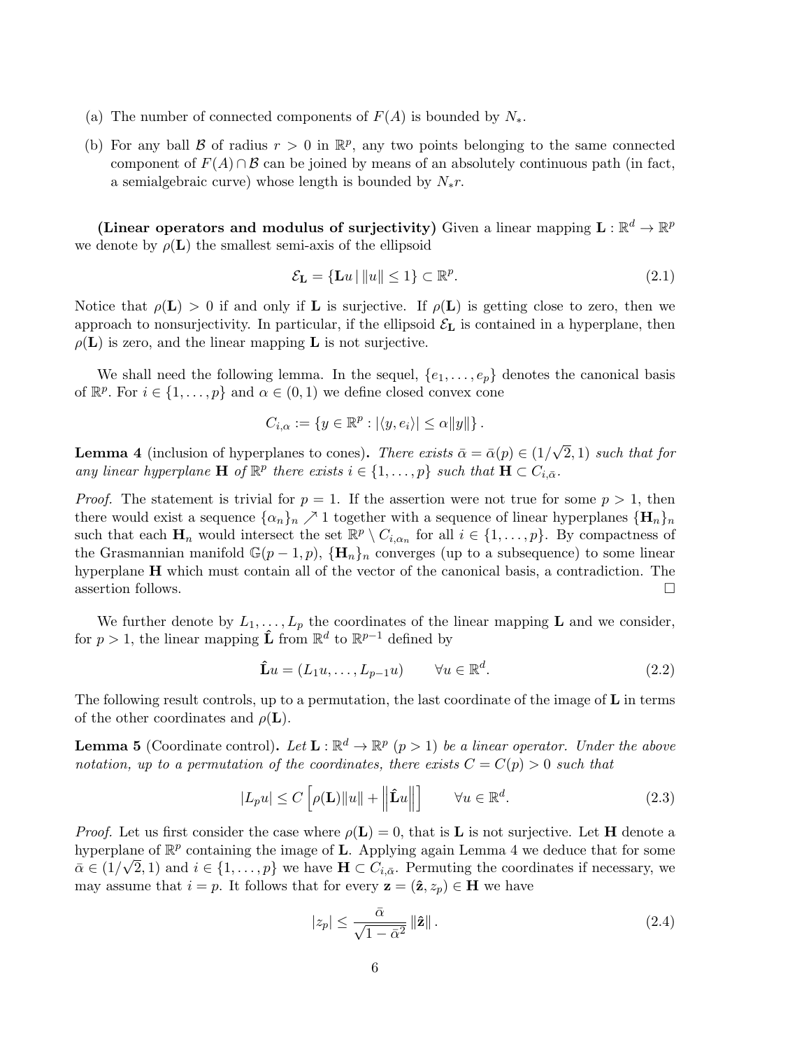(a) The number of connected components of $F(A)$ is bounded by $N_*$.

(b) For any ball $\mathcal{B}$ of radius $r > 0$ in $\mathbb{R}^p$, any two points belonging to the same connected component of $F(A) \cap \mathcal{B}$ can be joined by means of an absolutely continuous path (in fact, a semialgebraic curve) whose length is bounded by $N_* r$.

**(Linear operators and modulus of surjectivity)** Given a linear mapping $\mathbf{L} : \mathbb{R}^d \to \mathbb{R}^p$ we denote by $\rho(\mathbf{L})$ the smallest semi-axis of the ellipsoid

$$\mathcal{E}_{\mathbf{L}} = \{\mathbf{L}u \,|\, \|u\| \le 1\} \subset \mathbb{R}^p. \tag{2.1}$$

Notice that $\rho(\mathbf{L}) > 0$ if and only if $\mathbf{L}$ is surjective. If $\rho(\mathbf{L})$ is getting close to zero, then we approach to nonsurjectivity. In particular, if the ellipsoid $\mathcal{E}_{\mathbf{L}}$ is contained in a hyperplane, then $\rho(\mathbf{L})$ is zero, and the linear mapping $\mathbf{L}$ is not surjective.

We shall need the following lemma. In the sequel, $\{e_1, \dots, e_p\}$ denotes the canonical basis of $\mathbb{R}^p$. For $i \in \{1, \dots, p\}$ and $\alpha \in (0, 1)$ we define closed convex cone

$$C_{i,\alpha} := \{y \in \mathbb{R}^p : |\langle y, e_i \rangle| \le \alpha \|y\|\}.$$

**Lemma 4** (inclusion of hyperplanes to cones)**.** *There exists $\bar{\alpha} = \bar{\alpha}(p) \in (1/\sqrt{2}, 1)$ such that for any linear hyperplane $\mathbf{H}$ of $\mathbb{R}^p$ there exists $i \in \{1, \dots, p\}$ such that $\mathbf{H} \subset C_{i,\bar{\alpha}}$.*

*Proof.* The statement is trivial for $p = 1$. If the assertion were not true for some $p > 1$, then there would exist a sequence $\{\alpha_n\}_n \nearrow 1$ together with a sequence of linear hyperplanes $\{\mathbf{H}_n\}_n$ such that each $\mathbf{H}_n$ would intersect the set $\mathbb{R}^p \setminus C_{i,\alpha_n}$ for all $i \in \{1, \dots, p\}$. By compactness of the Grasmannian manifold $\mathbb{G}(p-1, p)$, $\{\mathbf{H}_n\}_n$ converges (up to a subsequence) to some linear hyperplane $\mathbf{H}$ which must contain all of the vector of the canonical basis, a contradiction. The assertion follows. $\square$

We further denote by $L_1, \dots, L_p$ the coordinates of the linear mapping $\mathbf{L}$ and we consider, for $p > 1$, the linear mapping $\hat{\mathbf{L}}$ from $\mathbb{R}^d$ to $\mathbb{R}^{p-1}$ defined by

$$\hat{\mathbf{L}}u = (L_1 u, \dots, L_{p-1} u) \qquad \forall u \in \mathbb{R}^d. \tag{2.2}$$

The following result controls, up to a permutation, the last coordinate of the image of $\mathbf{L}$ in terms of the other coordinates and $\rho(\mathbf{L})$.

**Lemma 5** (Coordinate control)**.** *Let $\mathbf{L} : \mathbb{R}^d \to \mathbb{R}^p$ ($p > 1$) be a linear operator. Under the above notation, up to a permutation of the coordinates, there exists $C = C(p) > 0$ such that*

$$|L_p u| \le C \left[\rho(\mathbf{L})\|u\| + \left\|\hat{\mathbf{L}}u\right\|\right] \qquad \forall u \in \mathbb{R}^d. \tag{2.3}$$

*Proof.* Let us first consider the case where $\rho(\mathbf{L}) = 0$, that is $\mathbf{L}$ is not surjective. Let $\mathbf{H}$ denote a hyperplane of $\mathbb{R}^p$ containing the image of $\mathbf{L}$. Applying again Lemma 4 we deduce that for some $\bar{\alpha} \in (1/\sqrt{2}, 1)$ and $i \in \{1, \dots, p\}$ we have $\mathbf{H} \subset C_{i,\bar{\alpha}}$. Permuting the coordinates if necessary, we may assume that $i = p$. It follows that for every $\mathbf{z} = (\hat{\mathbf{z}}, z_p) \in \mathbf{H}$ we have

$$|z_p| \le \frac{\bar{\alpha}}{\sqrt{1 - \bar{\alpha}^2}} \|\hat{\mathbf{z}}\|. \tag{2.4}$$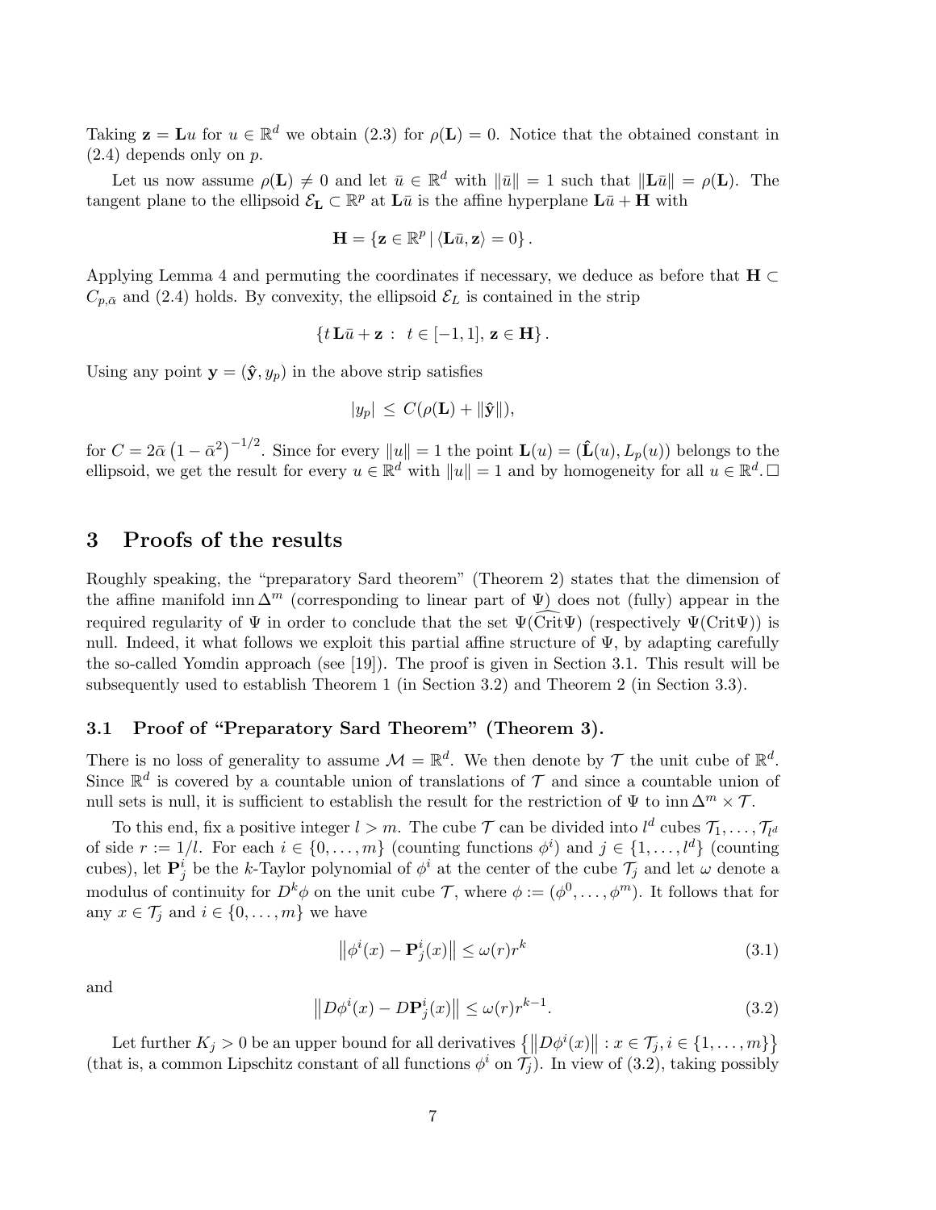Taking $\mathbf{z} = \mathbf{L}u$ for $u \in \mathbb{R}^d$ we obtain (2.3) for $\rho(\mathbf{L}) = 0$. Notice that the obtained constant in (2.4) depends only on $p$.

Let us now assume $\rho(\mathbf{L}) \neq 0$ and let $\bar{u} \in \mathbb{R}^d$ with $\|\bar{u}\| = 1$ such that $\|\mathbf{L}\bar{u}\| = \rho(\mathbf{L})$. The tangent plane to the ellipsoid $\mathcal{E}_{\mathbf{L}} \subset \mathbb{R}^p$ at $\mathbf{L}\bar{u}$ is the affine hyperplane $\mathbf{L}\bar{u} + \mathbf{H}$ with

$$\mathbf{H} = \{\mathbf{z} \in \mathbb{R}^p \,|\, \langle \mathbf{L}\bar{u}, \mathbf{z} \rangle = 0\}\,.$$

Applying Lemma 4 and permuting the coordinates if necessary, we deduce as before that $\mathbf{H} \subset C_{p,\bar{\alpha}}$ and (2.4) holds. By convexity, the ellipsoid $\mathcal{E}_L$ is contained in the strip

$$\{t\,\mathbf{L}\bar{u} + \mathbf{z} \,:\; t \in [-1,1],\, \mathbf{z} \in \mathbf{H}\}\,.$$

Using any point $\mathbf{y} = (\hat{\mathbf{y}}, y_p)$ in the above strip satisfies

$$|y_p| \,\leq\, C(\rho(\mathbf{L}) + \|\hat{\mathbf{y}}\|),$$

for $C = 2\bar{\alpha}\left(1 - \bar{\alpha}^2\right)^{-1/2}$. Since for every $\|u\| = 1$ the point $\mathbf{L}(u) = (\hat{\mathbf{L}}(u), L_p(u))$ belongs to the ellipsoid, we get the result for every $u \in \mathbb{R}^d$ with $\|u\| = 1$ and by homogeneity for all $u \in \mathbb{R}^d$. $\square$

# 3 Proofs of the results

Roughly speaking, the "preparatory Sard theorem" (Theorem 2) states that the dimension of the affine manifold $\operatorname{inn}\Delta^m$ (corresponding to linear part of $\Psi$) does not (fully) appear in the required regularity of $\Psi$ in order to conclude that the set $\Psi(\widehat{\operatorname{Crit}}\Psi)$ (respectively $\Psi(\operatorname{Crit}\Psi)$) is null. Indeed, it what follows we exploit this partial affine structure of $\Psi$, by adapting carefully the so-called Yomdin approach (see [19]). The proof is given in Section 3.1. This result will be subsequently used to establish Theorem 1 (in Section 3.2) and Theorem 2 (in Section 3.3).

## 3.1 Proof of "Preparatory Sard Theorem" (Theorem 3).

There is no loss of generality to assume $\mathcal{M} = \mathbb{R}^d$. We then denote by $\mathcal{T}$ the unit cube of $\mathbb{R}^d$. Since $\mathbb{R}^d$ is covered by a countable union of translations of $\mathcal{T}$ and since a countable union of null sets is null, it is sufficient to establish the result for the restriction of $\Psi$ to $\operatorname{inn}\Delta^m \times \mathcal{T}$.

To this end, fix a positive integer $l > m$. The cube $\mathcal{T}$ can be divided into $l^d$ cubes $\mathcal{T}_1, \ldots, \mathcal{T}_{l^d}$ of side $r := 1/l$. For each $i \in \{0, \ldots, m\}$ (counting functions $\phi^i$) and $j \in \{1, \ldots, l^d\}$ (counting cubes), let $\mathbf{P}_j^i$ be the $k$-Taylor polynomial of $\phi^i$ at the center of the cube $\mathcal{T}_j$ and let $\omega$ denote a modulus of continuity for $D^k\phi$ on the unit cube $\mathcal{T}$, where $\phi := (\phi^0, \ldots, \phi^m)$. It follows that for any $x \in \mathcal{T}_j$ and $i \in \{0, \ldots, m\}$ we have

$$\left\|\phi^i(x) - \mathbf{P}_j^i(x)\right\| \leq \omega(r) r^k \tag{3.1}$$

and

$$\left\|D\phi^i(x) - D\mathbf{P}_j^i(x)\right\| \leq \omega(r) r^{k-1}. \tag{3.2}$$

Let further $K_j > 0$ be an upper bound for all derivatives $\left\{\left\|D\phi^i(x)\right\| : x \in \mathcal{T}_j, i \in \{1, \ldots, m\}\right\}$ (that is, a common Lipschitz constant of all functions $\phi^i$ on $\mathcal{T}_j$). In view of (3.2), taking possibly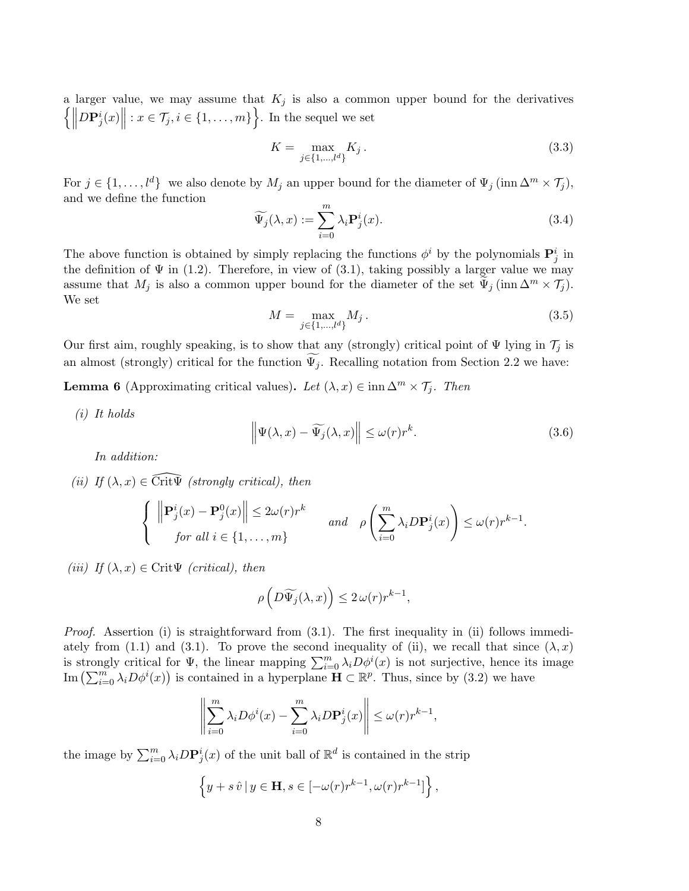a larger value, we may assume that $K_j$ is also a common upper bound for the derivatives $\left\{ \left\| D\mathbf{P}_j^i(x) \right\| : x \in \mathcal{T}_j, i \in \{1, \ldots, m\} \right\}$. In the sequel we set

$$K = \max_{j \in \{1, \ldots, l^d\}} K_j \,. \tag{3.3}$$

For $j \in \{1, \ldots, l^d\}$ we also denote by $M_j$ an upper bound for the diameter of $\Psi_j\,(\operatorname{inn} \Delta^m \times \mathcal{T}_j)$, and we define the function

$$\widetilde{\Psi}_j(\lambda, x) := \sum_{i=0}^{m} \lambda_i \mathbf{P}_j^i(x). \tag{3.4}$$

The above function is obtained by simply replacing the functions $\phi^i$ by the polynomials $\mathbf{P}_j^i$ in the definition of $\Psi$ in (1.2). Therefore, in view of (3.1), taking possibly a larger value we may assume that $M_j$ is also a common upper bound for the diameter of the set $\widetilde{\Psi}_j\,(\operatorname{inn} \Delta^m \times \mathcal{T}_j)$. We set

$$M = \max_{j \in \{1, \ldots, l^d\}} M_j \,. \tag{3.5}$$

Our first aim, roughly speaking, is to show that any (strongly) critical point of $\Psi$ lying in $\mathcal{T}_j$ is an almost (strongly) critical for the function $\widetilde{\Psi}_j$. Recalling notation from Section 2.2 we have:

**Lemma 6** (Approximating critical values)**.** *Let $(\lambda, x) \in \operatorname{inn} \Delta^m \times \mathcal{T}_j$. Then*

*(i) It holds*

$$\left\| \Psi(\lambda, x) - \widetilde{\Psi}_j(\lambda, x) \right\| \leq \omega(r) r^k. \tag{3.6}$$

*In addition:*

*(ii) If $(\lambda, x) \in \widehat{\operatorname{Crit}\Psi}$ (strongly critical), then*

$$\begin{cases} \left\| \mathbf{P}_j^i(x) - \mathbf{P}_j^0(x) \right\| \leq 2\omega(r) r^k \\ \quad \text{for all } i \in \{1, \ldots, m\} \end{cases} \quad \text{and} \quad \rho\left( \sum_{i=0}^{m} \lambda_i D\mathbf{P}_j^i(x) \right) \leq \omega(r) r^{k-1}.$$

*(iii) If $(\lambda, x) \in \operatorname{Crit}\Psi$ (critical), then*

$$\rho\left( D\widetilde{\Psi}_j(\lambda, x) \right) \leq 2\,\omega(r) r^{k-1},$$

*Proof.* Assertion (i) is straightforward from (3.1). The first inequality in (ii) follows immediately from (1.1) and (3.1). To prove the second inequality of (ii), we recall that since $(\lambda, x)$ is strongly critical for $\Psi$, the linear mapping $\sum_{i=0}^{m} \lambda_i D\phi^i(x)$ is not surjective, hence its image $\operatorname{Im}\left(\sum_{i=0}^{m} \lambda_i D\phi^i(x)\right)$ is contained in a hyperplane $\mathbf{H} \subset \mathbb{R}^p$. Thus, since by (3.2) we have

$$\left\| \sum_{i=0}^{m} \lambda_i D\phi^i(x) - \sum_{i=0}^{m} \lambda_i D\mathbf{P}_j^i(x) \right\| \leq \omega(r) r^{k-1},$$

the image by $\sum_{i=0}^{m} \lambda_i D\mathbf{P}_j^i(x)$ of the unit ball of $\mathbb{R}^d$ is contained in the strip

$$\left\{ y + s\,\hat{v} \,|\, y \in \mathbf{H}, s \in [-\omega(r) r^{k-1}, \omega(r) r^{k-1}] \right\},$$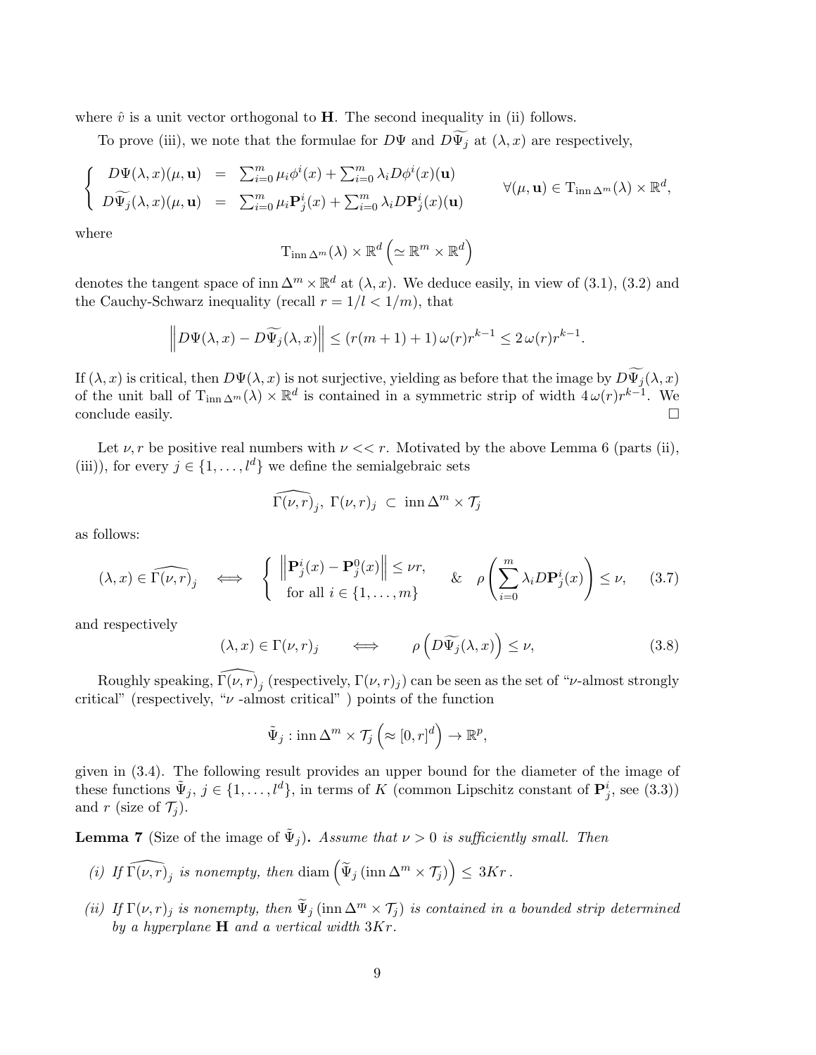where $\hat{v}$ is a unit vector orthogonal to $\mathbf{H}$. The second inequality in (ii) follows.

To prove (iii), we note that the formulae for $D\Psi$ and $D\widetilde{\Psi}_j$ at $(\lambda, x)$ are respectively,

$$\left\{ \begin{array}{rcl} D\Psi(\lambda,x)(\mu,\mathbf{u}) & = & \sum_{i=0}^{m} \mu_i \phi^i(x) + \sum_{i=0}^{m} \lambda_i D\phi^i(x)(\mathbf{u}) \\ D\widetilde{\Psi}_j(\lambda,x)(\mu,\mathbf{u}) & = & \sum_{i=0}^{m} \mu_i \mathbf{P}_j^i(x) + \sum_{i=0}^{m} \lambda_i D\mathbf{P}_j^i(x)(\mathbf{u}) \end{array} \right. \qquad \forall (\mu,\mathbf{u}) \in \mathrm{T}_{\mathrm{inn}\,\Delta^m}(\lambda) \times \mathbb{R}^d,$$

where

$$\mathrm{T}_{\mathrm{inn}\,\Delta^m}(\lambda) \times \mathbb{R}^d \left( \simeq \mathbb{R}^m \times \mathbb{R}^d \right)$$

denotes the tangent space of $\mathrm{inn}\,\Delta^m \times \mathbb{R}^d$ at $(\lambda, x)$. We deduce easily, in view of (3.1), (3.2) and the Cauchy-Schwarz inequality (recall $r = 1/l < 1/m$), that

$$\left\| D\Psi(\lambda,x) - D\widetilde{\Psi}_j(\lambda,x) \right\| \leq (r(m+1)+1)\,\omega(r) r^{k-1} \leq 2\,\omega(r) r^{k-1}.$$

If $(\lambda, x)$ is critical, then $D\Psi(\lambda, x)$ is not surjective, yielding as before that the image by $D\widetilde{\Psi}_j(\lambda, x)$ of the unit ball of $\mathrm{T}_{\mathrm{inn}\,\Delta^m}(\lambda) \times \mathbb{R}^d$ is contained in a symmetric strip of width $4\,\omega(r)r^{k-1}$. We conclude easily. $\square$

Let $\nu, r$ be positive real numbers with $\nu << r$. Motivated by the above Lemma 6 (parts (ii), (iii)), for every $j \in \{1, \ldots, l^d\}$ we define the semialgebraic sets

$$\widehat{\Gamma(\nu,r)}_j,\ \Gamma(\nu,r)_j \ \subset \ \mathrm{inn}\,\Delta^m \times \mathcal{T}_j$$

as follows:

$$(\lambda,x) \in \widehat{\Gamma(\nu,r)}_j \quad \Longleftrightarrow \quad \left\{ \begin{array}{l} \left\| \mathbf{P}_j^i(x) - \mathbf{P}_j^0(x) \right\| \leq \nu r, \\ \text{for all } i \in \{1,\ldots,m\} \end{array} \right. \quad \& \quad \rho\left( \sum_{i=0}^{m} \lambda_i D\mathbf{P}_j^i(x) \right) \leq \nu, \tag{3.7}$$

and respectively

$$(\lambda,x) \in \Gamma(\nu,r)_j \qquad \Longleftrightarrow \qquad \rho\left( D\widetilde{\Psi}_j(\lambda,x) \right) \leq \nu, \tag{3.8}$$

Roughly speaking, $\widehat{\Gamma(\nu,r)}_j$ (respectively, $\Gamma(\nu,r)_j$) can be seen as the set of "$\nu$-almost strongly critical" (respectively, "$\nu$ -almost critical" ) points of the function

$$\tilde{\Psi}_j : \mathrm{inn}\,\Delta^m \times \mathcal{T}_j \left( \approx [0,r]^d \right) \to \mathbb{R}^p,$$

given in (3.4). The following result provides an upper bound for the diameter of the image of these functions $\tilde{\Psi}_j$, $j \in \{1, \ldots, l^d\}$, in terms of $K$ (common Lipschitz constant of $\mathbf{P}_j^i$, see (3.3)) and $r$ (size of $\mathcal{T}_j$).

**Lemma 7** (Size of the image of $\tilde{\Psi}_j$)**.** *Assume that $\nu > 0$ is sufficiently small. Then*

*(i) If $\widehat{\Gamma(\nu,r)}_j$ is nonempty, then* $\mathrm{diam}\left( \widetilde{\Psi}_j \left( \mathrm{inn}\,\Delta^m \times \mathcal{T}_j \right) \right) \leq 3Kr$.

*(ii) If $\Gamma(\nu,r)_j$ is nonempty, then $\widetilde{\Psi}_j \left( \mathrm{inn}\,\Delta^m \times \mathcal{T}_j \right)$ is contained in a bounded strip determined by a hyperplane $\mathbf{H}$ and a vertical width $3Kr$.*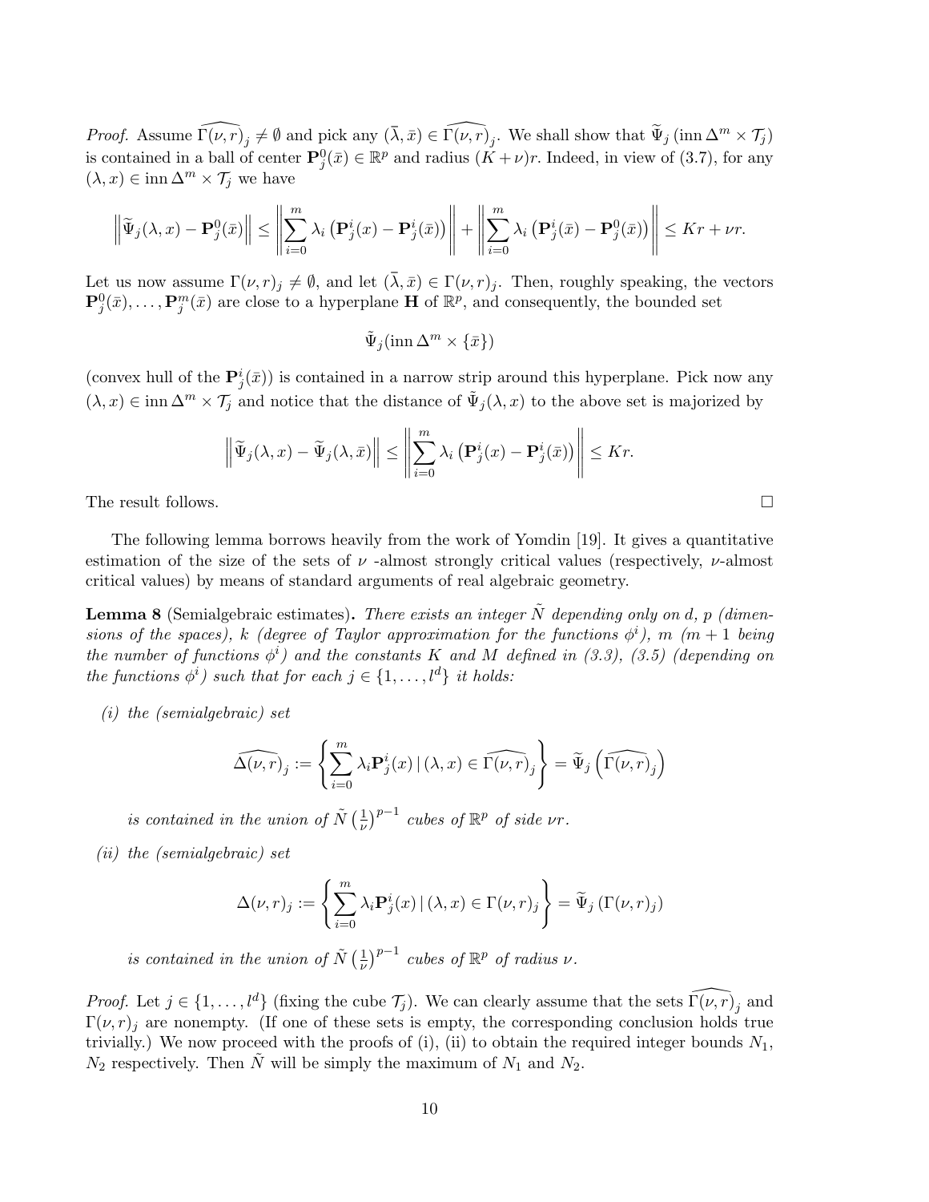*Proof.* Assume $\widehat{\Gamma(\nu,r)}_j \neq \emptyset$ and pick any $(\bar\lambda,\bar x) \in \widehat{\Gamma(\nu,r)}_j$. We shall show that $\widetilde\Psi_j\,(\operatorname{inn}\Delta^m \times \mathcal{T}_j)$ is contained in a ball of center $\mathbf{P}_j^0(\bar x) \in \mathbb{R}^p$ and radius $(K+\nu)r$. Indeed, in view of (3.7), for any $(\lambda, x) \in \operatorname{inn}\Delta^m \times \mathcal{T}_j$ we have

$$\left\|\widetilde\Psi_j(\lambda,x) - \mathbf{P}_j^0(\bar x)\right\| \le \left\|\sum_{i=0}^m \lambda_i \left(\mathbf{P}_j^i(x) - \mathbf{P}_j^i(\bar x)\right)\right\| + \left\|\sum_{i=0}^m \lambda_i \left(\mathbf{P}_j^i(\bar x) - \mathbf{P}_j^0(\bar x)\right)\right\| \le Kr + \nu r.$$

Let us now assume $\Gamma(\nu,r)_j \neq \emptyset$, and let $(\bar\lambda,\bar x) \in \Gamma(\nu,r)_j$. Then, roughly speaking, the vectors $\mathbf{P}_j^0(\bar x), \ldots, \mathbf{P}_j^m(\bar x)$ are close to a hyperplane $\mathbf{H}$ of $\mathbb{R}^p$, and consequently, the bounded set

$$\tilde\Psi_j(\operatorname{inn}\Delta^m \times \{\bar x\})$$

(convex hull of the $\mathbf{P}_j^i(\bar x)$) is contained in a narrow strip around this hyperplane. Pick now any $(\lambda,x) \in \operatorname{inn}\Delta^m \times \mathcal{T}_j$ and notice that the distance of $\tilde\Psi_j(\lambda,x)$ to the above set is majorized by

$$\left\|\widetilde\Psi_j(\lambda,x) - \widetilde\Psi_j(\lambda,\bar x)\right\| \le \left\|\sum_{i=0}^m \lambda_i \left(\mathbf{P}_j^i(x) - \mathbf{P}_j^i(\bar x)\right)\right\| \le Kr.$$

The result follows. $\square$

The following lemma borrows heavily from the work of Yomdin [19]. It gives a quantitative estimation of the size of the sets of $\nu$ -almost strongly critical values (respectively, $\nu$-almost critical values) by means of standard arguments of real algebraic geometry.

**Lemma 8** (Semialgebraic estimates)**.** *There exists an integer $\tilde N$ depending only on $d$, $p$ (dimensions of the spaces), $k$ (degree of Taylor approximation for the functions $\phi^i$), $m$ ($m+1$ being the number of functions $\phi^i$) and the constants $K$ and $M$ defined in (3.3), (3.5) (depending on the functions $\phi^i$) such that for each $j \in \{1,\ldots,l^d\}$ it holds:*

*(i) the (semialgebraic) set*

$$\widehat{\Delta(\nu,r)}_j := \left\{\sum_{i=0}^m \lambda_i \mathbf{P}_j^i(x) \,|\, (\lambda,x) \in \widehat{\Gamma(\nu,r)}_j\right\} = \widetilde\Psi_j\left(\widehat{\Gamma(\nu,r)}_j\right)$$

*is contained in the union of $\tilde N \left(\frac{1}{\nu}\right)^{p-1}$ cubes of $\mathbb{R}^p$ of side $\nu r$.*

*(ii) the (semialgebraic) set*

$$\Delta(\nu,r)_j := \left\{\sum_{i=0}^m \lambda_i \mathbf{P}_j^i(x) \,|\, (\lambda,x) \in \Gamma(\nu,r)_j\right\} = \widetilde\Psi_j\left(\Gamma(\nu,r)_j\right)$$

*is contained in the union of $\tilde N \left(\frac{1}{\nu}\right)^{p-1}$ cubes of $\mathbb{R}^p$ of radius $\nu$.*

*Proof.* Let $j \in \{1,\ldots,l^d\}$ (fixing the cube $\mathcal{T}_j$). We can clearly assume that the sets $\widehat{\Gamma(\nu,r)}_j$ and $\Gamma(\nu,r)_j$ are nonempty. (If one of these sets is empty, the corresponding conclusion holds true trivially.) We now proceed with the proofs of (i), (ii) to obtain the required integer bounds $N_1$, $N_2$ respectively. Then $\tilde N$ will be simply the maximum of $N_1$ and $N_2$.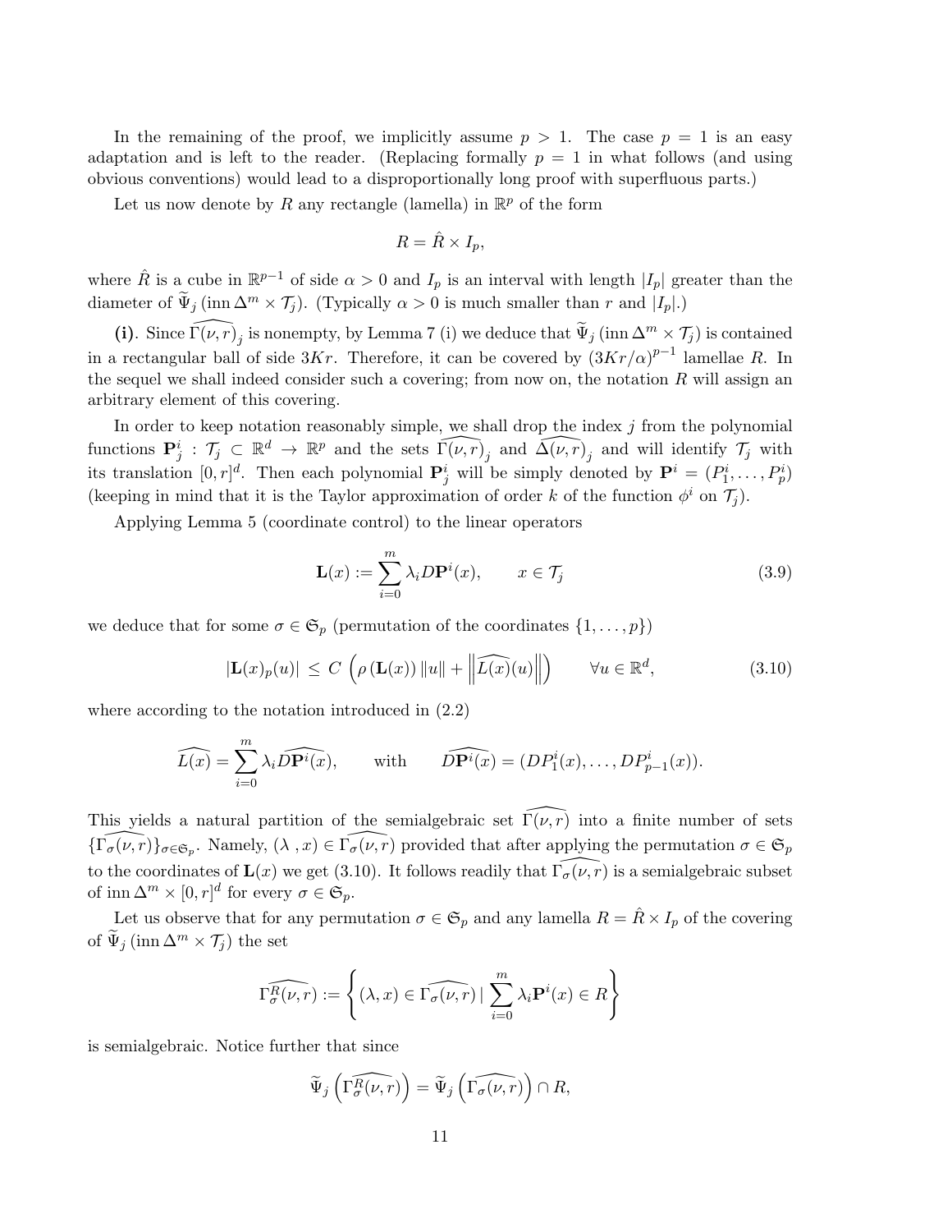In the remaining of the proof, we implicitly assume $p > 1$. The case $p = 1$ is an easy adaptation and is left to the reader. (Replacing formally $p = 1$ in what follows (and using obvious conventions) would lead to a disproportionally long proof with superfluous parts.)

Let us now denote by $R$ any rectangle (lamella) in $\mathbb{R}^p$ of the form

$$R = \hat{R} \times I_p,$$

where $\hat{R}$ is a cube in $\mathbb{R}^{p-1}$ of side $\alpha > 0$ and $I_p$ is an interval with length $|I_p|$ greater than the diameter of $\widetilde{\Psi}_j\,(\operatorname{inn}\Delta^m \times \mathcal{T}_j)$. (Typically $\alpha > 0$ is much smaller than $r$ and $|I_p|$.)

**(i)**. Since $\widehat{\Gamma(\nu,r)}_j$ is nonempty, by Lemma 7 (i) we deduce that $\widetilde{\Psi}_j\,(\operatorname{inn}\Delta^m \times \mathcal{T}_j)$ is contained in a rectangular ball of side $3Kr$. Therefore, it can be covered by $(3Kr/\alpha)^{p-1}$ lamellae $R$. In the sequel we shall indeed consider such a covering; from now on, the notation $R$ will assign an arbitrary element of this covering.

In order to keep notation reasonably simple, we shall drop the index $j$ from the polynomial functions $\mathbf{P}^i_j : \mathcal{T}_j \subset \mathbb{R}^d \to \mathbb{R}^p$ and the sets $\widehat{\Gamma(\nu,r)}_j$ and $\widehat{\Delta(\nu,r)}_j$ and will identify $\mathcal{T}_j$ with its translation $[0,r]^d$. Then each polynomial $\mathbf{P}^i_j$ will be simply denoted by $\mathbf{P}^i = (P^i_1,\ldots,P^i_p)$ (keeping in mind that it is the Taylor approximation of order $k$ of the function $\phi^i$ on $\mathcal{T}_j$).

Applying Lemma 5 (coordinate control) to the linear operators

$$\mathbf{L}(x) := \sum_{i=0}^{m} \lambda_i D\mathbf{P}^i(x), \qquad x \in \mathcal{T}_j \tag{3.9}$$

we deduce that for some $\sigma \in \mathfrak{S}_p$ (permutation of the coordinates $\{1,\ldots,p\}$)

$$|\mathbf{L}(x)_p(u)| \;\le\; C\,\left(\rho\,(\mathbf{L}(x))\,\|u\| + \left\|\widehat{L(x)}(u)\right\|\right) \qquad \forall u \in \mathbb{R}^d, \tag{3.10}$$

where according to the notation introduced in (2.2)

$$\widehat{L(x)} = \sum_{i=0}^{m} \lambda_i \widehat{D\mathbf{P}^i(x)}, \qquad \text{with} \qquad \widehat{D\mathbf{P}^i(x)} = (DP^i_1(x),\ldots,DP^i_{p-1}(x)).$$

This yields a natural partition of the semialgebraic set $\widehat{\Gamma(\nu,r)}$ into a finite number of sets $\{\widehat{\Gamma_\sigma(\nu,r)}\}_{\sigma\in\mathfrak{S}_p}$. Namely, $(\lambda\,,x) \in \widehat{\Gamma_\sigma(\nu,r)}$ provided that after applying the permutation $\sigma \in \mathfrak{S}_p$ to the coordinates of $\mathbf{L}(x)$ we get (3.10). It follows readily that $\widehat{\Gamma_\sigma(\nu,r)}$ is a semialgebraic subset of $\operatorname{inn}\Delta^m \times [0,r]^d$ for every $\sigma \in \mathfrak{S}_p$.

Let us observe that for any permutation $\sigma \in \mathfrak{S}_p$ and any lamella $R = \hat{R} \times I_p$ of the covering of $\widetilde{\Psi}_j\,(\operatorname{inn}\Delta^m \times \mathcal{T}_j)$ the set

$$\widehat{\Gamma^R_\sigma(\nu,r)} := \left\{(\lambda,x) \in \widehat{\Gamma_\sigma(\nu,r)} \;|\; \sum_{i=0}^{m} \lambda_i \mathbf{P}^i(x) \in R\right\}$$

is semialgebraic. Notice further that since

$$\widetilde{\Psi}_j\left(\widehat{\Gamma^R_\sigma(\nu,r)}\right) = \widetilde{\Psi}_j\left(\widehat{\Gamma_\sigma(\nu,r)}\right) \cap R,$$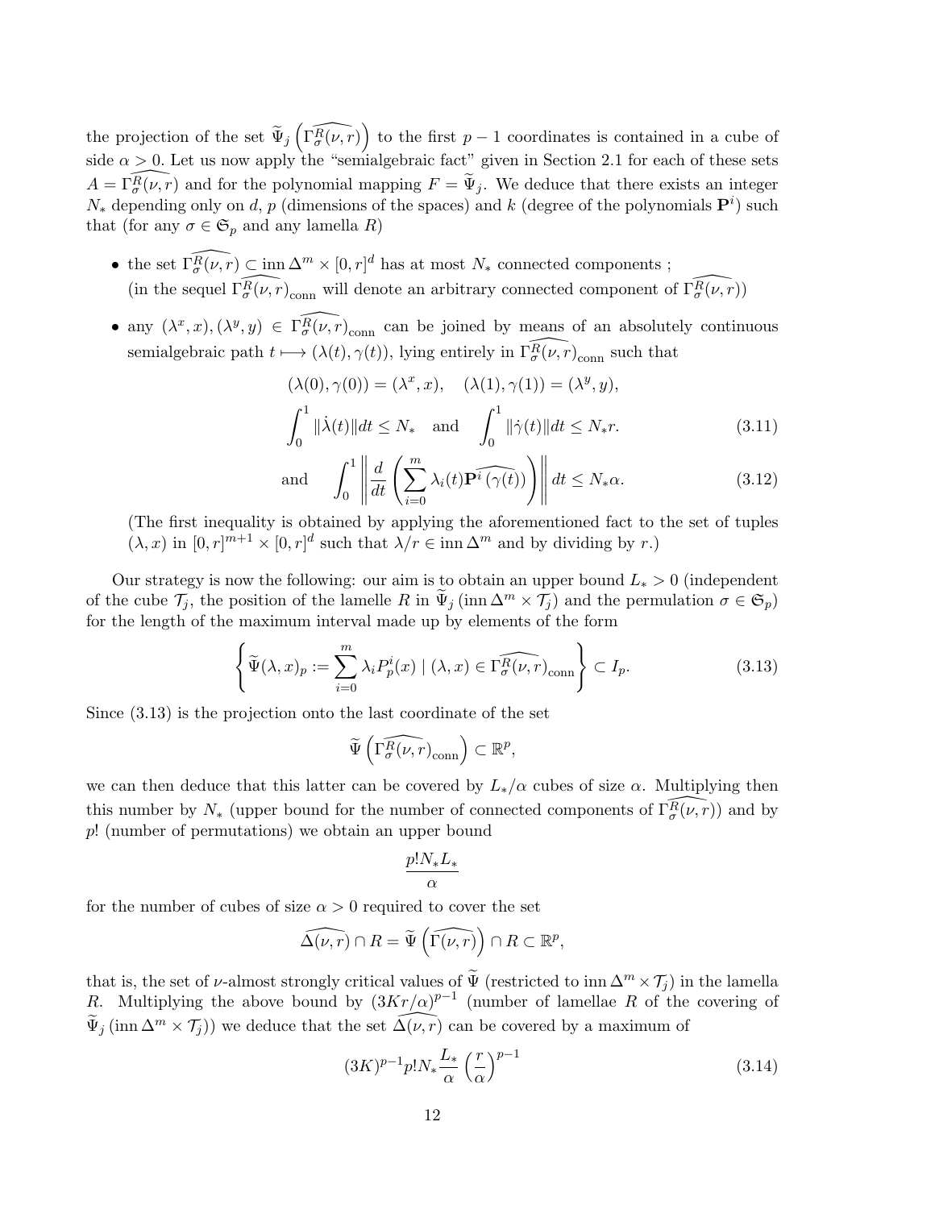the projection of the set $\widetilde{\Psi}_j\left(\widehat{\Gamma^R_\sigma(\nu,r)}\right)$ to the first $p-1$ coordinates is contained in a cube of side $\alpha > 0$. Let us now apply the "semialgebraic fact" given in Section 2.1 for each of these sets $A = \widehat{\Gamma^R_\sigma(\nu,r)}$ and for the polynomial mapping $F = \widetilde{\Psi}_j$. We deduce that there exists an integer $N_*$ depending only on $d$, $p$ (dimensions of the spaces) and $k$ (degree of the polynomials $\mathbf{P}^i$) such that (for any $\sigma \in \mathfrak{S}_p$ and any lamella $R$)

- the set $\widehat{\Gamma^R_\sigma(\nu,r)} \subset \operatorname{inn}\Delta^m \times [0,r]^d$ has at most $N_*$ connected components ; (in the sequel $\widehat{\Gamma^R_\sigma(\nu,r)}_{\text{conn}}$ will denote an arbitrary connected component of $\widehat{\Gamma^R_\sigma(\nu,r)}$)
- any $(\lambda^x, x), (\lambda^y, y) \in \widehat{\Gamma^R_\sigma(\nu,r)}_{\text{conn}}$ can be joined by means of an absolutely continuous semialgebraic path $t \longmapsto (\lambda(t), \gamma(t))$, lying entirely in $\widehat{\Gamma^R_\sigma(\nu,r)}_{\text{conn}}$ such that

$$(\lambda(0),\gamma(0)) = (\lambda^x, x), \quad (\lambda(1),\gamma(1)) = (\lambda^y, y),$$

$$\int_0^1 \|\dot{\lambda}(t)\|dt \le N_* \quad \text{and} \quad \int_0^1 \|\dot{\gamma}(t)\|dt \le N_* r. \tag{3.11}$$

$$\text{and} \quad \int_0^1 \left\| \frac{d}{dt}\left(\sum_{i=0}^m \lambda_i(t)\widehat{\mathbf{P}^i(\gamma(t))}\right)\right\| dt \le N_*\alpha. \tag{3.12}$$

(The first inequality is obtained by applying the aforementioned fact to the set of tuples $(\lambda, x)$ in $[0,r]^{m+1} \times [0,r]^d$ such that $\lambda/r \in \operatorname{inn}\Delta^m$ and by dividing by $r$.)

Our strategy is now the following: our aim is to obtain an upper bound $L_* > 0$ (independent of the cube $\mathcal{T}_j$, the position of the lamelle $R$ in $\widetilde{\Psi}_j(\operatorname{inn}\Delta^m \times \mathcal{T}_j)$ and the permulation $\sigma \in \mathfrak{S}_p$) for the length of the maximum interval made up by elements of the form

$$\left\{ \widetilde{\Psi}(\lambda, x)_p := \sum_{i=0}^m \lambda_i P^i_p(x) \mid (\lambda, x) \in \widehat{\Gamma^R_\sigma(\nu,r)}_{\text{conn}} \right\} \subset I_p. \tag{3.13}$$

Since (3.13) is the projection onto the last coordinate of the set

$$\widetilde{\Psi}\left(\widehat{\Gamma^R_\sigma(\nu,r)}_{\text{conn}}\right) \subset \mathbb{R}^p,$$

we can then deduce that this latter can be covered by $L_*/\alpha$ cubes of size $\alpha$. Multiplying then this number by $N_*$ (upper bound for the number of connected components of $\widehat{\Gamma^R_\sigma(\nu,r)}$) and by $p!$ (number of permutations) we obtain an upper bound

$$\frac{p! N_* L_*}{\alpha}$$

for the number of cubes of size $\alpha > 0$ required to cover the set

$$\widehat{\Delta(\nu,r)} \cap R = \widetilde{\Psi}\left(\widehat{\Gamma(\nu,r)}\right) \cap R \subset \mathbb{R}^p,$$

that is, the set of $\nu$-almost strongly critical values of $\widetilde{\Psi}$ (restricted to $\operatorname{inn}\Delta^m \times \mathcal{T}_j$) in the lamella $R$. Multiplying the above bound by $(3Kr/\alpha)^{p-1}$ (number of lamellae $R$ of the covering of $\widetilde{\Psi}_j(\operatorname{inn}\Delta^m \times \mathcal{T}_j)$) we deduce that the set $\widehat{\Delta(\nu,r)}$ can be covered by a maximum of

$$(3K)^{p-1} p! N_* \frac{L_*}{\alpha}\left(\frac{r}{\alpha}\right)^{p-1} \tag{3.14}$$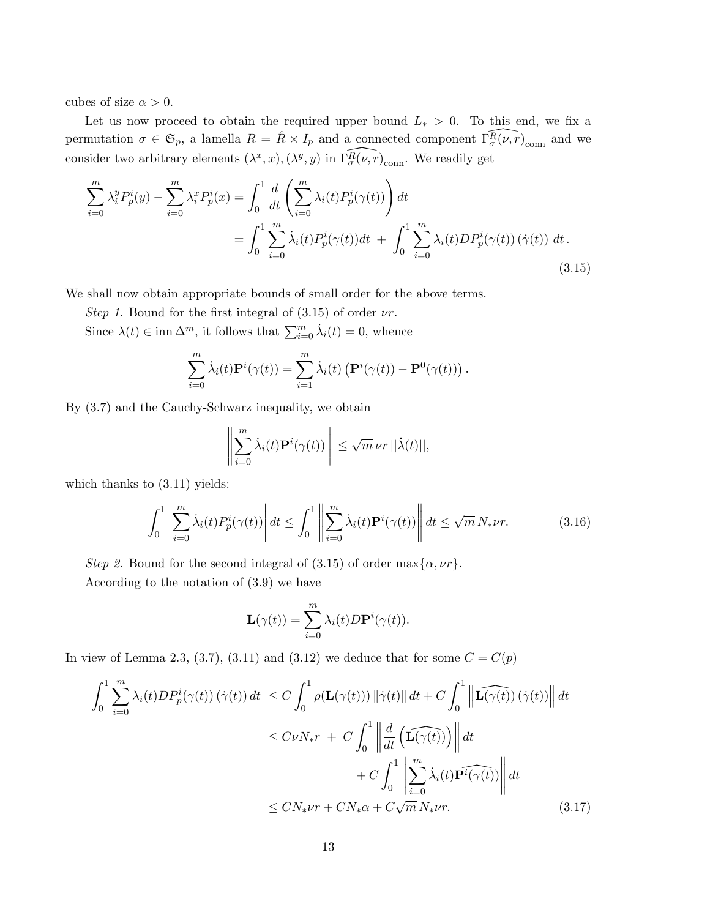cubes of size $\alpha > 0$.

Let us now proceed to obtain the required upper bound $L_* > 0$. To this end, we fix a permutation $\sigma \in \mathfrak{S}_p$, a lamella $R = \hat{R} \times I_p$ and a connected component $\widehat{\Gamma^R_\sigma(\nu, r)}_{\rm conn}$ and we consider two arbitrary elements $(\lambda^x, x), (\lambda^y, y)$ in $\widehat{\Gamma^R_\sigma(\nu, r)}_{\rm conn}$. We readily get

$$
\begin{aligned}
\sum_{i=0}^m \lambda_i^y P_p^i(y) - \sum_{i=0}^m \lambda_i^x P_p^i(x) &= \int_0^1 \frac{d}{dt} \left( \sum_{i=0}^m \lambda_i(t) P_p^i(\gamma(t)) \right) dt \\
&= \int_0^1 \sum_{i=0}^m \dot{\lambda}_i(t) P_p^i(\gamma(t)) dt \; + \; \int_0^1 \sum_{i=0}^m \lambda_i(t) D P_p^i(\gamma(t)) \left( \dot{\gamma}(t) \right) \, dt \, .
\end{aligned}
\tag{3.15}
$$

We shall now obtain appropriate bounds of small order for the above terms.

*Step 1.* Bound for the first integral of (3.15) of order $\nu r$.

Since $\lambda(t) \in \operatorname{inn} \Delta^m$, it follows that $\sum_{i=0}^m \dot{\lambda}_i(t) = 0$, whence

$$
\sum_{i=0}^m \dot{\lambda}_i(t) \mathbf{P}^i(\gamma(t)) = \sum_{i=1}^m \dot{\lambda}_i(t) \left( \mathbf{P}^i(\gamma(t)) - \mathbf{P}^0(\gamma(t)) \right).
$$

By (3.7) and the Cauchy-Schwarz inequality, we obtain

$$
\left\| \sum_{i=0}^m \dot{\lambda}_i(t) \mathbf{P}^i(\gamma(t)) \right\| \leq \sqrt{m} \, \nu r \, ||\dot{\lambda}(t)||,
$$

which thanks to (3.11) yields:

$$
\int_0^1 \left| \sum_{i=0}^m \dot{\lambda}_i(t) P_p^i(\gamma(t)) \right| dt \leq \int_0^1 \left\| \sum_{i=0}^m \dot{\lambda}_i(t) \mathbf{P}^i(\gamma(t)) \right\| dt \leq \sqrt{m} \, N_* \nu r. \tag{3.16}
$$

*Step 2.* Bound for the second integral of (3.15) of order $\max\{\alpha, \nu r\}$.

According to the notation of (3.9) we have

$$
\mathbf{L}(\gamma(t)) = \sum_{i=0}^m \lambda_i(t) D\mathbf{P}^i(\gamma(t)).
$$

In view of Lemma 2.3, (3.7), (3.11) and (3.12) we deduce that for some $C = C(p)$

$$
\begin{aligned}
\left| \int_0^1 \sum_{i=0}^m \lambda_i(t) D P_p^i(\gamma(t)) \left( \dot{\gamma}(t) \right) dt \right| &\leq C \int_0^1 \rho(\mathbf{L}(\gamma(t))) \, \|\dot{\gamma}(t)\| \, dt + C \int_0^1 \left\| \widehat{\mathbf{L}(\gamma(t))} \left( \dot{\gamma}(t) \right) \right\| dt \\
&\leq C \nu N_* r \; + \; C \int_0^1 \left\| \frac{d}{dt} \left( \widehat{\mathbf{L}(\gamma(t))} \right) \right\| dt \\
&\qquad\qquad + C \int_0^1 \left\| \sum_{i=0}^m \dot{\lambda}_i(t) \widehat{\mathbf{P}^i(\gamma(t))} \right\| dt \\
&\leq C N_* \nu r + C N_* \alpha + C \sqrt{m} \, N_* \nu r.
\end{aligned}
\tag{3.17}
$$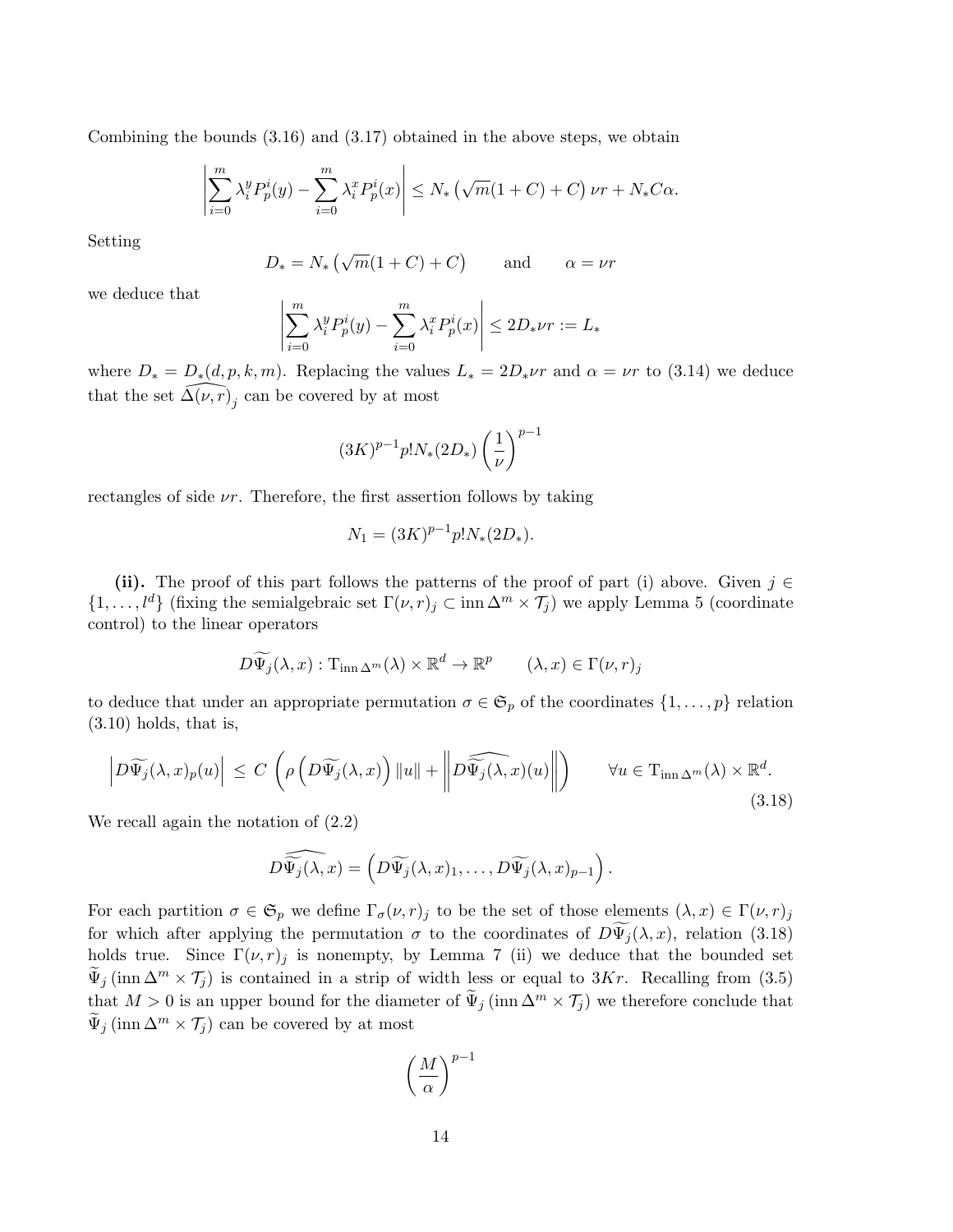Combining the bounds (3.16) and (3.17) obtained in the above steps, we obtain

$$\left|\sum_{i=0}^{m} \lambda_i^y P_p^i(y) - \sum_{i=0}^{m} \lambda_i^x P_p^i(x)\right| \leq N_* \left(\sqrt{m}(1+C) + C\right) \nu r + N_* C\alpha.$$

Setting

$$D_* = N_* \left(\sqrt{m}(1+C) + C\right) \qquad \text{and} \qquad \alpha = \nu r$$

we deduce that

$$\left|\sum_{i=0}^{m} \lambda_i^y P_p^i(y) - \sum_{i=0}^{m} \lambda_i^x P_p^i(x)\right| \leq 2D_* \nu r := L_*$$

where $D_* = D_*(d, p, k, m)$. Replacing the values $L_* = 2D_*\nu r$ and $\alpha = \nu r$ to (3.14) we deduce that the set $\widehat{\Delta(\nu, r)}_j$ can be covered by at most

$$(3K)^{p-1} p! N_* (2D_*) \left(\frac{1}{\nu}\right)^{p-1}$$

rectangles of side $\nu r$. Therefore, the first assertion follows by taking

$$N_1 = (3K)^{p-1} p! N_* (2D_*).$$

**(ii).** The proof of this part follows the patterns of the proof of part (i) above. Given $j \in \{1, \ldots, l^d\}$ (fixing the semialgebraic set $\Gamma(\nu, r)_j \subset \operatorname{inn} \Delta^m \times \mathcal{T}_j$) we apply Lemma 5 (coordinate control) to the linear operators

$$D\widetilde{\Psi}_j(\lambda, x) : \mathrm{T}_{\operatorname{inn} \Delta^m}(\lambda) \times \mathbb{R}^d \to \mathbb{R}^p \qquad (\lambda, x) \in \Gamma(\nu, r)_j$$

to deduce that under an appropriate permutation $\sigma \in \mathfrak{S}_p$ of the coordinates $\{1, \ldots, p\}$ relation (3.10) holds, that is,

$$\left| D\widetilde{\Psi}_j(\lambda, x)_p(u) \right| \leq C \left( \rho\left( D\widetilde{\Psi}_j(\lambda, x)\right) \|u\| + \left\| \widehat{D\widetilde{\Psi}_j(\lambda, x)}(u) \right\| \right) \qquad \forall u \in \mathrm{T}_{\operatorname{inn} \Delta^m}(\lambda) \times \mathbb{R}^d. \tag{3.18}$$

We recall again the notation of (2.2)

$$\widehat{D\widetilde{\Psi}_j(\lambda, x)} = \left( D\widetilde{\Psi}_j(\lambda, x)_1, \ldots, D\widetilde{\Psi}_j(\lambda, x)_{p-1} \right).$$

For each partition $\sigma \in \mathfrak{S}_p$ we define $\Gamma_\sigma(\nu, r)_j$ to be the set of those elements $(\lambda, x) \in \Gamma(\nu, r)_j$ for which after applying the permutation $\sigma$ to the coordinates of $D\widetilde{\Psi}_j(\lambda, x)$, relation (3.18) holds true. Since $\Gamma(\nu, r)_j$ is nonempty, by Lemma 7 (ii) we deduce that the bounded set $\widetilde{\Psi}_j\left(\operatorname{inn} \Delta^m \times \mathcal{T}_j\right)$ is contained in a strip of width less or equal to $3Kr$. Recalling from (3.5) that $M > 0$ is an upper bound for the diameter of $\widetilde{\Psi}_j\left(\operatorname{inn} \Delta^m \times \mathcal{T}_j\right)$ we therefore conclude that $\widetilde{\Psi}_j\left(\operatorname{inn} \Delta^m \times \mathcal{T}_j\right)$ can be covered by at most

$$\left(\frac{M}{\alpha}\right)^{p-1}$$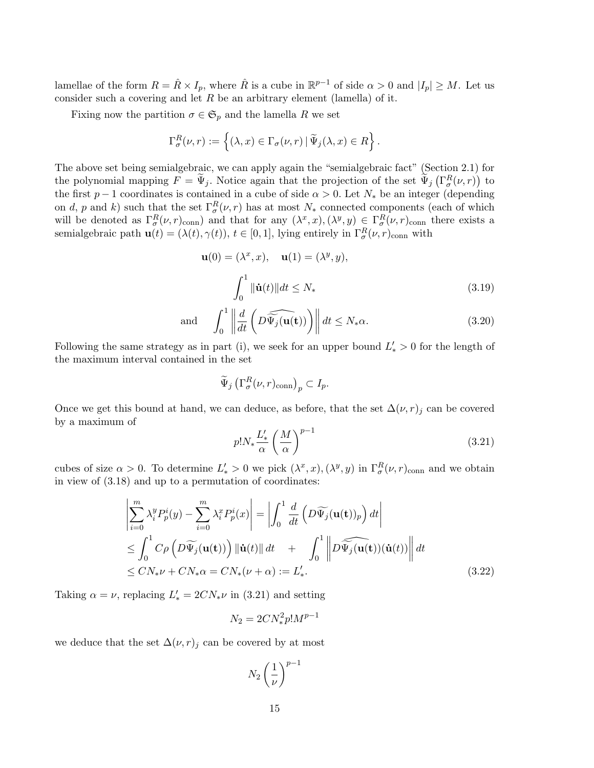lamellae of the form $R = \hat{R} \times I_p$, where $\hat{R}$ is a cube in $\mathbb{R}^{p-1}$ of side $\alpha > 0$ and $|I_p| \geq M$. Let us consider such a covering and let $R$ be an arbitrary element (lamella) of it.

Fixing now the partition $\sigma \in \mathfrak{S}_p$ and the lamella $R$ we set

$$\Gamma_\sigma^R(\nu, r) := \left\{ (\lambda, x) \in \Gamma_\sigma(\nu, r) \,|\, \widetilde{\Psi}_j(\lambda, x) \in R \right\}.$$

The above set being semialgebraic, we can apply again the "semialgebraic fact" (Section 2.1) for the polynomial mapping $F = \widetilde{\Psi}_j$. Notice again that the projection of the set $\widetilde{\Psi}_j\left(\Gamma_\sigma^R(\nu, r)\right)$ to the first $p-1$ coordinates is contained in a cube of side $\alpha > 0$. Let $N_*$ be an integer (depending on $d$, $p$ and $k$) such that the set $\Gamma_\sigma^R(\nu, r)$ has at most $N_*$ connected components (each of which will be denoted as $\Gamma_\sigma^R(\nu, r)_{\text{conn}}$) and that for any $(\lambda^x, x), (\lambda^y, y) \in \Gamma_\sigma^R(\nu, r)_{\text{conn}}$ there exists a semialgebraic path $\mathbf{u}(t) = (\lambda(t), \gamma(t))$, $t \in [0, 1]$, lying entirely in $\Gamma_\sigma^R(\nu, r)_{\text{conn}}$ with

$$\mathbf{u}(0) = (\lambda^x, x), \quad \mathbf{u}(1) = (\lambda^y, y),$$

$$\int_0^1 \|\dot{\mathbf{u}}(t)\| dt \leq N_* \tag{3.19}$$

$$\text{and} \quad \int_0^1 \left\| \frac{d}{dt}\left( \widehat{D\widetilde{\Psi}_j(\mathbf{u(t)})} \right) \right\| dt \leq N_* \alpha. \tag{3.20}$$

Following the same strategy as in part (i), we seek for an upper bound $L'_* > 0$ for the length of the maximum interval contained in the set

$$\widetilde{\Psi}_j\left(\Gamma_\sigma^R(\nu, r)_{\text{conn}}\right)_p \subset I_p.$$

Once we get this bound at hand, we can deduce, as before, that the set $\Delta(\nu, r)_j$ can be covered by a maximum of

$$p! N_* \frac{L'_*}{\alpha} \left( \frac{M}{\alpha} \right)^{p-1} \tag{3.21}$$

cubes of size $\alpha > 0$. To determine $L'_* > 0$ we pick $(\lambda^x, x), (\lambda^y, y)$ in $\Gamma_\sigma^R(\nu, r)_{\text{conn}}$ and we obtain in view of (3.18) and up to a permutation of coordinates:

$$\begin{aligned}
&\left| \sum_{i=0}^m \lambda_i^y P_p^i(y) - \sum_{i=0}^m \lambda_i^x P_p^i(x) \right| = \left| \int_0^1 \frac{d}{dt}\left( D\widetilde{\Psi}_j(\mathbf{u(t)})_p \right) dt \right| \\
&\leq \int_0^1 C \rho\left( D\widetilde{\Psi}_j(\mathbf{u(t)}) \right) \|\dot{\mathbf{u}}(t)\| \, dt \quad + \quad \int_0^1 \left\| \widehat{D\widetilde{\Psi}_j(\mathbf{u(t)})}(\dot{\mathbf{u}}(t)) \right\| dt \\
&\leq C N_* \nu + C N_* \alpha = C N_* (\nu + \alpha) := L'_*.
\end{aligned} \tag{3.22}$$

Taking $\alpha = \nu$, replacing $L'_* = 2 C N_* \nu$ in (3.21) and setting

$$N_2 = 2 C N_*^2 p! M^{p-1}$$

we deduce that the set $\Delta(\nu, r)_j$ can be covered by at most

$$N_2 \left( \frac{1}{\nu} \right)^{p-1}$$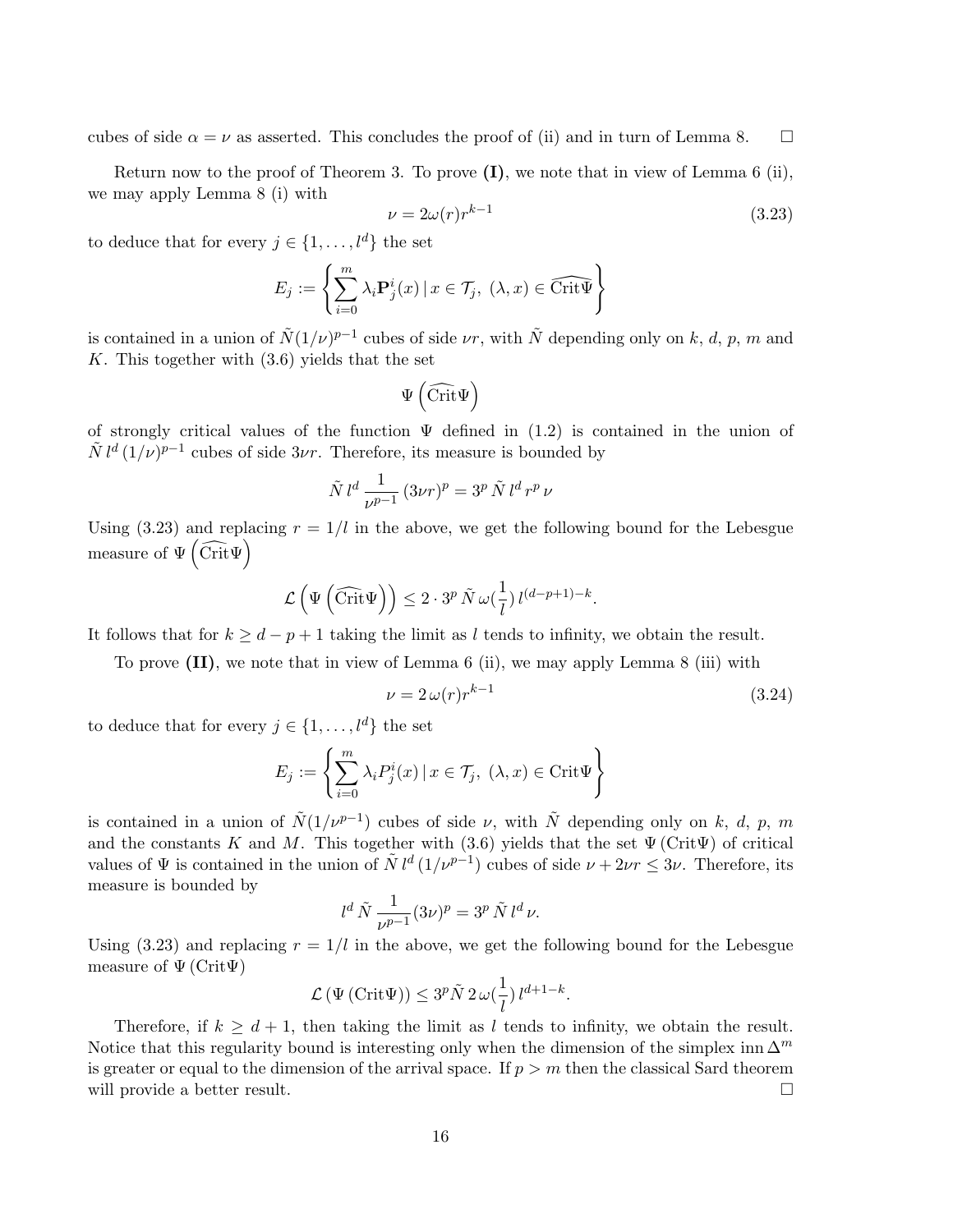cubes of side $\alpha = \nu$ as asserted. This concludes the proof of (ii) and in turn of Lemma 8. $\square$

Return now to the proof of Theorem 3. To prove **(I)**, we note that in view of Lemma 6 (ii), we may apply Lemma 8 (i) with

$$\nu = 2\omega(r)r^{k-1} \tag{3.23}$$

to deduce that for every $j \in \{1, \ldots, l^d\}$ the set

$$E_j := \left\{ \sum_{i=0}^{m} \lambda_i \mathbf{P}_j^i(x) \,|\, x \in \mathcal{T}_j,\ (\lambda, x) \in \widehat{\mathrm{Crit}\Psi} \right\}$$

is contained in a union of $\tilde{N}(1/\nu)^{p-1}$ cubes of side $\nu r$, with $\tilde{N}$ depending only on $k$, $d$, $p$, $m$ and $K$. This together with (3.6) yields that the set

$$\Psi\left(\widehat{\mathrm{Crit}\Psi}\right)$$

of strongly critical values of the function $\Psi$ defined in (1.2) is contained in the union of $\tilde{N}\, l^d\, (1/\nu)^{p-1}$ cubes of side $3\nu r$. Therefore, its measure is bounded by

$$\tilde{N}\, l^d\, \frac{1}{\nu^{p-1}}\, (3\nu r)^p = 3^p\, \tilde{N}\, l^d\, r^p\, \nu$$

Using (3.23) and replacing $r = 1/l$ in the above, we get the following bound for the Lebesgue measure of $\Psi\left(\widehat{\mathrm{Crit}\Psi}\right)$

$$\mathcal{L}\left(\Psi\left(\widehat{\mathrm{Crit}\Psi}\right)\right) \leq 2 \cdot 3^p\, \tilde{N}\, \omega(\frac{1}{l})\, l^{(d-p+1)-k}.$$

It follows that for $k \geq d - p + 1$ taking the limit as $l$ tends to infinity, we obtain the result.

To prove **(II)**, we note that in view of Lemma 6 (ii), we may apply Lemma 8 (iii) with

$$\nu = 2\,\omega(r)r^{k-1} \tag{3.24}$$

to deduce that for every $j \in \{1, \ldots, l^d\}$ the set

$$E_j := \left\{ \sum_{i=0}^{m} \lambda_i P_j^i(x) \,|\, x \in \mathcal{T}_j,\ (\lambda, x) \in \mathrm{Crit}\Psi \right\}$$

is contained in a union of $\tilde{N}(1/\nu^{p-1})$ cubes of side $\nu$, with $\tilde{N}$ depending only on $k$, $d$, $p$, $m$ and the constants $K$ and $M$. This together with (3.6) yields that the set $\Psi\,(\mathrm{Crit}\Psi)$ of critical values of $\Psi$ is contained in the union of $\tilde{N}\, l^d\, (1/\nu^{p-1})$ cubes of side $\nu + 2\nu r \leq 3\nu$. Therefore, its measure is bounded by

$$l^d\, \tilde{N}\, \frac{1}{\nu^{p-1}} (3\nu)^p = 3^p\, \tilde{N}\, l^d\, \nu.$$

Using (3.23) and replacing $r = 1/l$ in the above, we get the following bound for the Lebesgue measure of $\Psi\,(\mathrm{Crit}\Psi)$

$$\mathcal{L}\left(\Psi\left(\mathrm{Crit}\Psi\right)\right) \leq 3^p \tilde{N}\, 2\, \omega(\frac{1}{l})\, l^{d+1-k}.$$

Therefore, if $k \geq d + 1$, then taking the limit as $l$ tends to infinity, we obtain the result. Notice that this regularity bound is interesting only when the dimension of the simplex $\mathrm{inn}\,\Delta^m$ is greater or equal to the dimension of the arrival space. If $p > m$ then the classical Sard theorem will provide a better result. $\square$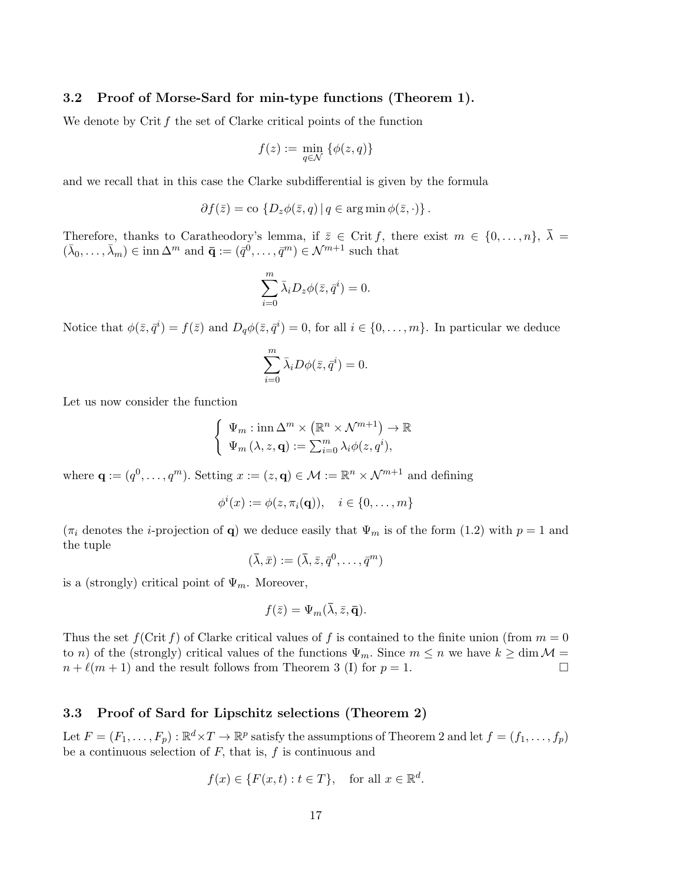### 3.2 Proof of Morse-Sard for min-type functions (Theorem 1).

We denote by Crit $f$ the set of Clarke critical points of the function

$$f(z) := \min_{q\in\mathcal{N}} \{\phi(z,q)\}$$

and we recall that in this case the Clarke subdifferential is given by the formula

$$\partial f(\bar{z}) = \mathrm{co}\, \{D_z\phi(\bar{z},q) \,|\, q \in \arg\min \phi(\bar{z},\cdot)\}\,.$$

Therefore, thanks to Caratheodory's lemma, if $\bar{z} \in \mathrm{Crit}\, f$, there exist $m \in \{0,\ldots,n\}$, $\bar{\lambda} = (\bar{\lambda}_0,\ldots,\bar{\lambda}_m) \in \mathrm{inn}\, \Delta^m$ and $\bar{\mathbf{q}} := (\bar{q}^0,\ldots,\bar{q}^m) \in \mathcal{N}^{m+1}$ such that

$$\sum_{i=0}^{m} \bar{\lambda}_i D_z\phi(\bar{z},\bar{q}^i) = 0.$$

Notice that $\phi(\bar{z},\bar{q}^i) = f(\bar{z})$ and $D_q\phi(\bar{z},\bar{q}^i) = 0$, for all $i \in \{0,\ldots,m\}$. In particular we deduce

$$\sum_{i=0}^{m} \bar{\lambda}_i D\phi(\bar{z},\bar{q}^i) = 0.$$

Let us now consider the function

$$\begin{cases} \Psi_m : \mathrm{inn}\, \Delta^m \times \left(\mathbb{R}^n \times \mathcal{N}^{m+1}\right) \to \mathbb{R} \\ \Psi_m\left(\lambda, z, \mathbf{q}\right) := \sum_{i=0}^{m} \lambda_i \phi(z, q^i), \end{cases}$$

where $\mathbf{q} := (q^0,\ldots,q^m)$. Setting $x := (z,\mathbf{q}) \in \mathcal{M} := \mathbb{R}^n \times \mathcal{N}^{m+1}$ and defining

$$\phi^i(x) := \phi(z,\pi_i(\mathbf{q})), \quad i \in \{0,\ldots,m\}$$

($\pi_i$ denotes the $i$-projection of $\mathbf{q}$) we deduce easily that $\Psi_m$ is of the form (1.2) with $p = 1$ and the tuple

$$(\bar{\lambda},\bar{x}) := (\bar{\lambda},\bar{z},\bar{q}^0,\ldots,\bar{q}^m)$$

is a (strongly) critical point of $\Psi_m$. Moreover,

$$f(\bar{z}) = \Psi_m(\bar{\lambda},\bar{z},\bar{\mathbf{q}}).$$

Thus the set $f(\mathrm{Crit}\, f)$ of Clarke critical values of $f$ is contained to the finite union (from $m = 0$ to $n$) of the (strongly) critical values of the functions $\Psi_m$. Since $m \leq n$ we have $k \geq \dim \mathcal{M} = n + \ell(m+1)$ and the result follows from Theorem 3 (I) for $p = 1$. $\square$

### 3.3 Proof of Sard for Lipschitz selections (Theorem 2)

Let $F = (F_1,\ldots,F_p) : \mathbb{R}^d \times T \to \mathbb{R}^p$ satisfy the assumptions of Theorem 2 and let $f = (f_1,\ldots,f_p)$ be a continuous selection of $F$, that is, $f$ is continuous and

$$f(x) \in \{F(x,t) : t \in T\}, \quad \text{for all } x \in \mathbb{R}^d.$$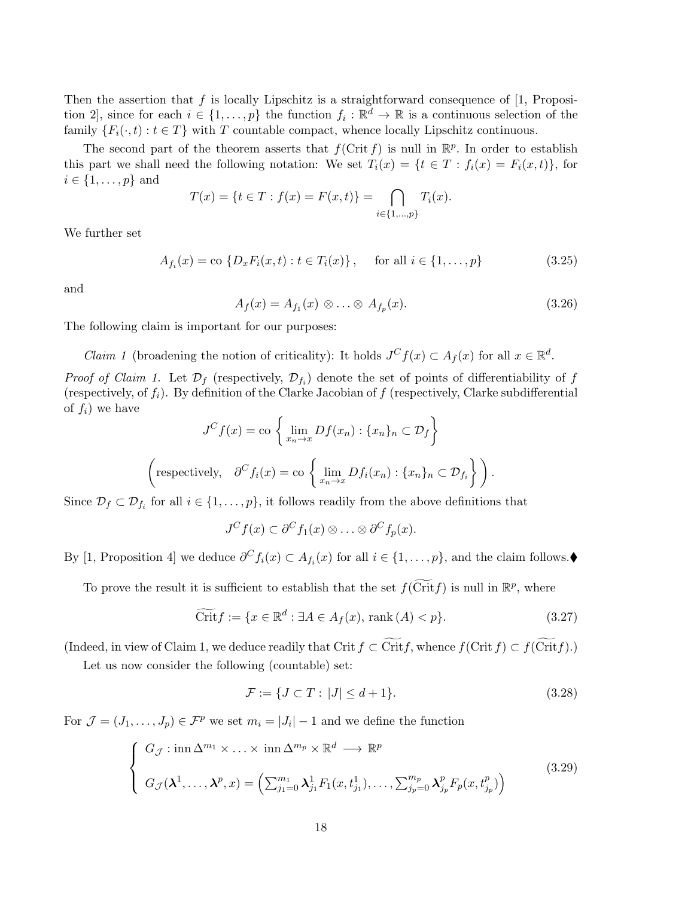Then the assertion that $f$ is locally Lipschitz is a straightforward consequence of [1, Proposition 2], since for each $i \in \{1,\ldots,p\}$ the function $f_i : \mathbb{R}^d \to \mathbb{R}$ is a continuous selection of the family $\{F_i(\cdot,t) : t \in T\}$ with $T$ countable compact, whence locally Lipschitz continuous.

The second part of the theorem asserts that $f(\mathrm{Crit}\, f)$ is null in $\mathbb{R}^p$. In order to establish this part we shall need the following notation: We set $T_i(x) = \{t \in T : f_i(x) = F_i(x,t)\}$, for $i \in \{1,\ldots,p\}$ and

$$T(x) = \{t \in T : f(x) = F(x,t)\} = \bigcap_{i\in\{1,\ldots,p\}} T_i(x).$$

We further set

$$A_{f_i}(x) = \mathrm{co}\,\{D_x F_i(x,t) : t \in T_i(x)\}, \qquad \text{for all } i \in \{1,\ldots,p\} \tag{3.25}$$

and

$$A_f(x) = A_{f_1}(x) \otimes \ldots \otimes A_{f_p}(x). \tag{3.26}$$

The following claim is important for our purposes:

*Claim 1* (broadening the notion of criticality): It holds $J^C f(x) \subset A_f(x)$ for all $x \in \mathbb{R}^d$.

*Proof of Claim 1.* Let $\mathcal{D}_f$ (respectively, $\mathcal{D}_{f_i}$) denote the set of points of differentiability of $f$ (respectively, of $f_i$). By definition of the Clarke Jacobian of $f$ (respectively, Clarke subdifferential of $f_i$) we have

$$J^C f(x) = \mathrm{co}\left\{ \lim_{x_n \to x} Df(x_n) : \{x_n\}_n \subset \mathcal{D}_f \right\}$$

$$\left( \text{respectively,} \quad \partial^C f_i(x) = \mathrm{co}\left\{ \lim_{x_n \to x} Df_i(x_n) : \{x_n\}_n \subset \mathcal{D}_{f_i} \right\} \right).$$

Since $\mathcal{D}_f \subset \mathcal{D}_{f_i}$ for all $i \in \{1,\ldots,p\}$, it follows readily from the above definitions that

$$J^C f(x) \subset \partial^C f_1(x) \otimes \ldots \otimes \partial^C f_p(x).$$

By [1, Proposition 4] we deduce $\partial^C f_i(x) \subset A_{f_i}(x)$ for all $i \in \{1,\ldots,p\}$, and the claim follows.♦

To prove the result it is sufficient to establish that the set $f(\widetilde{\mathrm{Crit}} f)$ is null in $\mathbb{R}^p$, where

$$\widetilde{\mathrm{Crit}} f := \{x \in \mathbb{R}^d : \exists A \in A_f(x),\ \mathrm{rank}\,(A) < p\}. \tag{3.27}$$

(Indeed, in view of Claim 1, we deduce readily that $\mathrm{Crit}\, f \subset \widetilde{\mathrm{Crit}} f$, whence $f(\mathrm{Crit}\, f) \subset f(\widetilde{\mathrm{Crit}} f)$.)

Let us now consider the following (countable) set:

$$\mathcal{F} := \{J \subset T : |J| \leq d+1\}. \tag{3.28}$$

For $\mathcal{J} = (J_1,\ldots,J_p) \in \mathcal{F}^p$ we set $m_i = |J_i| - 1$ and we define the function

$$\begin{cases} G_{\mathcal{J}} : \mathrm{inn}\,\Delta^{m_1} \times \ldots \times \mathrm{inn}\,\Delta^{m_p} \times \mathbb{R}^d \longrightarrow \mathbb{R}^p \\[2mm] G_{\mathcal{J}}(\boldsymbol{\lambda}^1,\ldots,\boldsymbol{\lambda}^p,x) = \left( \sum_{j_1=0}^{m_1} \boldsymbol{\lambda}^1_{j_1} F_1(x,t^1_{j_1}),\ldots,\sum_{j_p=0}^{m_p} \boldsymbol{\lambda}^p_{j_p} F_p(x,t^p_{j_p}) \right) \end{cases} \tag{3.29}$$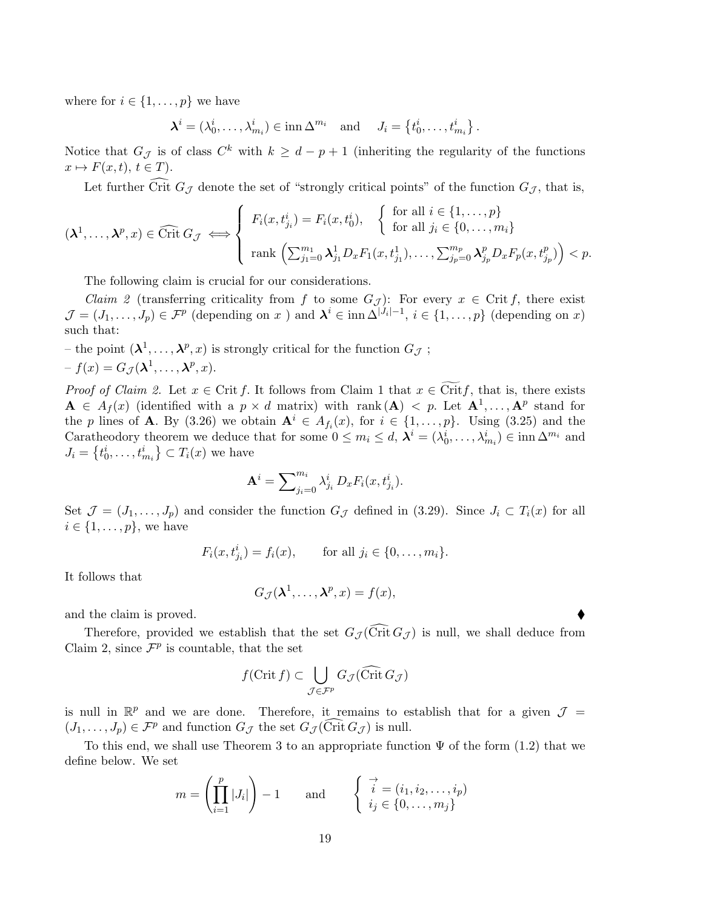where for $i \in \{1, \ldots, p\}$ we have

$$\boldsymbol{\lambda}^i = (\lambda_0^i, \ldots, \lambda_{m_i}^i) \in \operatorname{inn} \Delta^{m_i} \quad \text{and} \quad J_i = \left\{t_0^i, \ldots, t_{m_i}^i\right\}.$$

Notice that $G_{\mathcal{J}}$ is of class $C^k$ with $k \geq d - p + 1$ (inheriting the regularity of the functions $x \mapsto F(x,t)$, $t \in T$).

Let further $\widehat{\operatorname{Crit}}\, G_{\mathcal{J}}$ denote the set of "strongly critical points" of the function $G_{\mathcal{J}}$, that is,

$$(\boldsymbol{\lambda}^1, \ldots, \boldsymbol{\lambda}^p, x) \in \widehat{\operatorname{Crit}}\, G_{\mathcal{J}} \iff \begin{cases} F_i(x, t_{j_i}^i) = F_i(x, t_0^i), & \begin{cases} \text{for all } i \in \{1, \ldots, p\} \\ \text{for all } j_i \in \{0, \ldots, m_i\} \end{cases} \\[2mm] \operatorname{rank}\left(\sum_{j_1=0}^{m_1} \boldsymbol{\lambda}_{j_1}^1 D_x F_1(x, t_{j_1}^1), \ldots, \sum_{j_p=0}^{m_p} \boldsymbol{\lambda}_{j_p}^p D_x F_p(x, t_{j_p}^p)\right) < p. \end{cases}$$

The following claim is crucial for our considerations.

*Claim 2* (transferring criticality from $f$ to some $G_{\mathcal{J}}$): For every $x \in \operatorname{Crit} f$, there exist $\mathcal{J} = (J_1, \ldots, J_p) \in \mathcal{F}^p$ (depending on $x$ ) and $\boldsymbol{\lambda}^i \in \operatorname{inn} \Delta^{|J_i|-1}$, $i \in \{1, \ldots, p\}$ (depending on $x$) such that:

– the point $(\boldsymbol{\lambda}^1, \ldots, \boldsymbol{\lambda}^p, x)$ is strongly critical for the function $G_{\mathcal{J}}$ ;

– $f(x) = G_{\mathcal{J}}(\boldsymbol{\lambda}^1, \ldots, \boldsymbol{\lambda}^p, x)$.

*Proof of Claim 2.* Let $x \in \operatorname{Crit} f$. It follows from Claim 1 that $x \in \widetilde{\operatorname{Crit}} f$, that is, there exists $\mathbf{A} \in A_f(x)$ (identified with a $p \times d$ matrix) with $\operatorname{rank}(\mathbf{A}) < p$. Let $\mathbf{A}^1, \ldots, \mathbf{A}^p$ stand for the $p$ lines of $\mathbf{A}$. By (3.26) we obtain $\mathbf{A}^i \in A_{f_i}(x)$, for $i \in \{1, \ldots, p\}$. Using (3.25) and the Caratheodory theorem we deduce that for some $0 \leq m_i \leq d$, $\boldsymbol{\lambda}^i = (\lambda_0^i, \ldots, \lambda_{m_i}^i) \in \operatorname{inn} \Delta^{m_i}$ and $J_i = \left\{t_0^i, \ldots, t_{m_i}^i\right\} \subset T_i(x)$ we have

$$\mathbf{A}^i = \sum\nolimits_{j_i=0}^{m_i} \lambda_{j_i}^i\, D_x F_i(x, t_{j_i}^i).$$

Set $\mathcal{J} = (J_1, \ldots, J_p)$ and consider the function $G_{\mathcal{J}}$ defined in (3.29). Since $J_i \subset T_i(x)$ for all $i \in \{1, \ldots, p\}$, we have

$$F_i(x, t_{j_i}^i) = f_i(x), \qquad \text{for all } j_i \in \{0, \ldots, m_i\}.$$

It follows that

$$G_{\mathcal{J}}(\boldsymbol{\lambda}^1, \ldots, \boldsymbol{\lambda}^p, x) = f(x),$$

and the claim is proved. ♦

Therefore, provided we establish that the set $G_{\mathcal{J}}(\widehat{\operatorname{Crit}}\, G_{\mathcal{J}})$ is null, we shall deduce from Claim 2, since $\mathcal{F}^p$ is countable, that the set

$$f(\operatorname{Crit} f) \subset \bigcup_{\mathcal{J} \in \mathcal{F}^p} G_{\mathcal{J}}(\widehat{\operatorname{Crit}}\, G_{\mathcal{J}})$$

is null in $\mathbb{R}^p$ and we are done. Therefore, it remains to establish that for a given $\mathcal{J} = (J_1, \ldots, J_p) \in \mathcal{F}^p$ and function $G_{\mathcal{J}}$ the set $G_{\mathcal{J}}(\widehat{\operatorname{Crit}}\, G_{\mathcal{J}})$ is null.

To this end, we shall use Theorem 3 to an appropriate function $\Psi$ of the form (1.2) that we define below. We set

$$m = \left(\prod_{i=1}^{p} |J_i|\right) - 1 \qquad \text{and} \qquad \begin{cases} \vec{i} = (i_1, i_2, \ldots, i_p) \\ i_j \in \{0, \ldots, m_j\} \end{cases}$$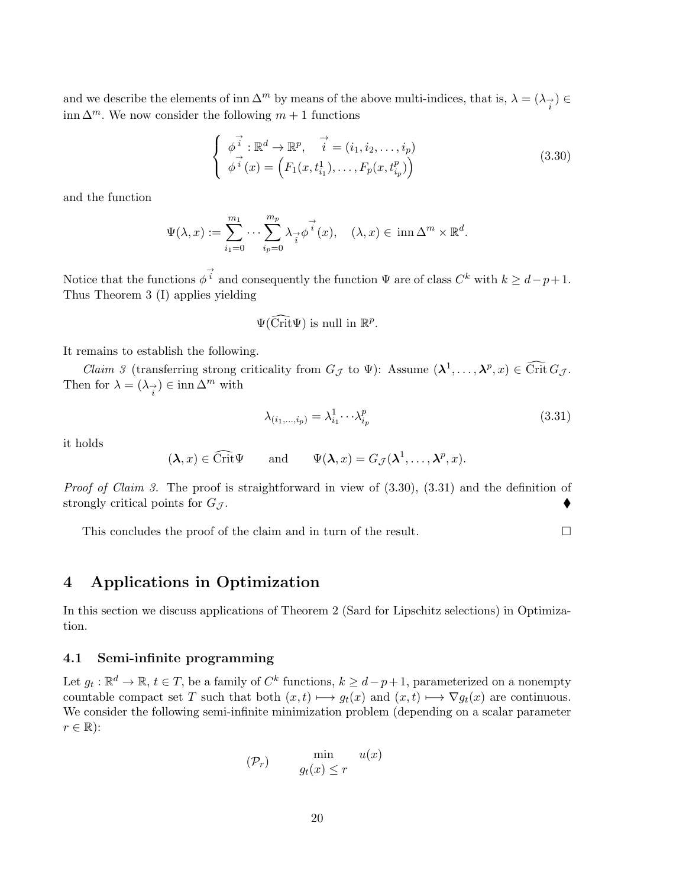and we describe the elements of $\operatorname{inn}\Delta^m$ by means of the above multi-indices, that is, $\lambda = (\lambda_{\vec{i}}) \in \operatorname{inn}\Delta^m$. We now consider the following $m+1$ functions

$$
\begin{cases} \phi^{\vec{i}} : \mathbb{R}^d \to \mathbb{R}^p, \quad \vec{i} = (i_1, i_2, \ldots, i_p) \\ \phi^{\vec{i}}(x) = \left( F_1(x, t^1_{i_1}), \ldots, F_p(x, t^p_{i_p}) \right) \end{cases} \tag{3.30}
$$

and the function

$$
\Psi(\lambda, x) := \sum_{i_1=0}^{m_1} \cdots \sum_{i_p=0}^{m_p} \lambda_{\vec{i}} \phi^{\vec{i}}(x), \quad (\lambda, x) \in \operatorname{inn}\Delta^m \times \mathbb{R}^d.
$$

Notice that the functions $\phi^{\vec{i}}$ and consequently the function $\Psi$ are of class $C^k$ with $k \geq d-p+1$. Thus Theorem 3 (I) applies yielding

$$
\Psi(\widehat{\operatorname{Crit}}\Psi) \text{ is null in } \mathbb{R}^p.
$$

It remains to establish the following.

*Claim 3* (transferring strong criticality from $G_{\mathcal{J}}$ to $\Psi$): Assume $(\boldsymbol{\lambda}^1, \ldots, \boldsymbol{\lambda}^p, x) \in \widehat{\operatorname{Crit}}\, G_{\mathcal{J}}$. Then for $\lambda = (\lambda_{\vec{i}}) \in \operatorname{inn}\Delta^m$ with

$$
\lambda_{(i_1,\ldots,i_p)} = \lambda^1_{i_1} \cdots \lambda^p_{i_p} \tag{3.31}
$$

it holds

$$
(\boldsymbol{\lambda}, x) \in \widehat{\operatorname{Crit}}\Psi \qquad \text{and} \qquad \Psi(\boldsymbol{\lambda}, x) = G_{\mathcal{J}}(\boldsymbol{\lambda}^1, \ldots, \boldsymbol{\lambda}^p, x).
$$

*Proof of Claim 3.* The proof is straightforward in view of (3.30), (3.31) and the definition of strongly critical points for $G_{\mathcal{J}}$. ⧫

This concludes the proof of the claim and in turn of the result. □

# 4 Applications in Optimization

In this section we discuss applications of Theorem 2 (Sard for Lipschitz selections) in Optimization.

## 4.1 Semi-infinite programming

Let $g_t : \mathbb{R}^d \to \mathbb{R}$, $t \in T$, be a family of $C^k$ functions, $k \geq d-p+1$, parameterized on a nonempty countable compact set $T$ such that both $(x,t) \longmapsto g_t(x)$ and $(x,t) \longmapsto \nabla g_t(x)$ are continuous. We consider the following semi-infinite minimization problem (depending on a scalar parameter $r \in \mathbb{R}$):

$$
(\mathcal{P}_r) \qquad \min_{g_t(x) \leq r} \quad u(x)
$$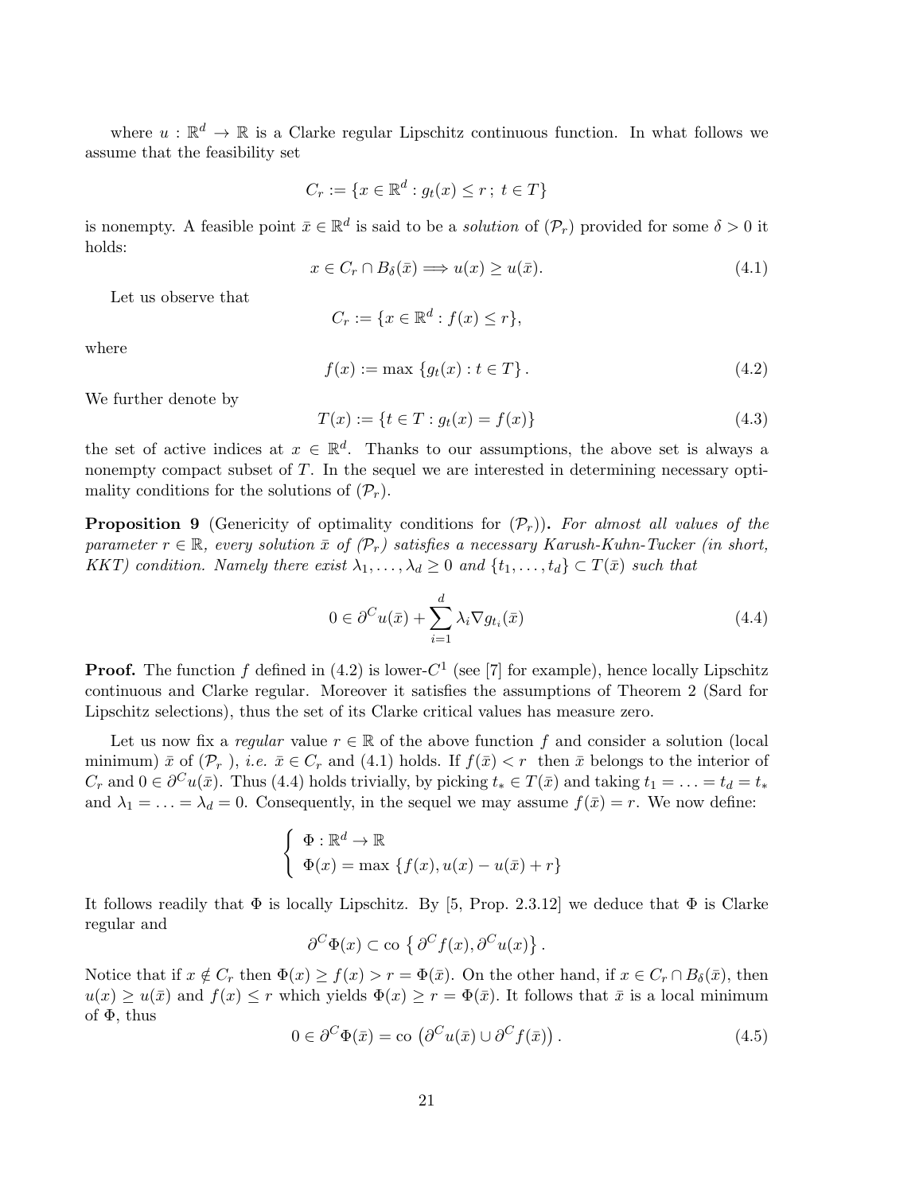where $u : \mathbb{R}^d \to \mathbb{R}$ is a Clarke regular Lipschitz continuous function. In what follows we assume that the feasibility set

$$C_r := \{x \in \mathbb{R}^d : g_t(x) \le r\,;\; t \in T\}$$

is nonempty. A feasible point $\bar{x} \in \mathbb{R}^d$ is said to be a *solution* of $(\mathcal{P}_r)$ provided for some $\delta > 0$ it holds:

$$x \in C_r \cap B_\delta(\bar{x}) \Longrightarrow u(x) \ge u(\bar{x}). \tag{4.1}$$

Let us observe that

$$C_r := \{x \in \mathbb{R}^d : f(x) \le r\},$$

where

$$f(x) := \max\{g_t(x) : t \in T\}. \tag{4.2}$$

We further denote by

$$T(x) := \{t \in T : g_t(x) = f(x)\} \tag{4.3}$$

the set of active indices at $x \in \mathbb{R}^d$. Thanks to our assumptions, the above set is always a nonempty compact subset of $T$. In the sequel we are interested in determining necessary optimality conditions for the solutions of $(\mathcal{P}_r)$.

**Proposition 9** (Genericity of optimality conditions for $(\mathcal{P}_r)$)**.** *For almost all values of the parameter $r \in \mathbb{R}$, every solution $\bar{x}$ of $(\mathcal{P}_r)$ satisfies a necessary Karush-Kuhn-Tucker (in short, KKT) condition. Namely there exist $\lambda_1, \ldots, \lambda_d \ge 0$ and $\{t_1, \ldots, t_d\} \subset T(\bar{x})$ such that*

$$0 \in \partial^C u(\bar{x}) + \sum_{i=1}^{d} \lambda_i \nabla g_{t_i}(\bar{x}) \tag{4.4}$$

**Proof.** The function $f$ defined in (4.2) is lower-$C^1$ (see [7] for example), hence locally Lipschitz continuous and Clarke regular. Moreover it satisfies the assumptions of Theorem 2 (Sard for Lipschitz selections), thus the set of its Clarke critical values has measure zero.

Let us now fix a *regular* value $r \in \mathbb{R}$ of the above function $f$ and consider a solution (local minimum) $\bar{x}$ of $(\mathcal{P}_r)$, *i.e.* $\bar{x} \in C_r$ and (4.1) holds. If $f(\bar{x}) < r$ then $\bar{x}$ belongs to the interior of $C_r$ and $0 \in \partial^C u(\bar{x})$. Thus (4.4) holds trivially, by picking $t_* \in T(\bar{x})$ and taking $t_1 = \ldots = t_d = t_*$ and $\lambda_1 = \ldots = \lambda_d = 0$. Consequently, in the sequel we may assume $f(\bar{x}) = r$. We now define:

$$\begin{cases} \Phi : \mathbb{R}^d \to \mathbb{R} \\ \Phi(x) = \max\{f(x), u(x) - u(\bar{x}) + r\} \end{cases}$$

It follows readily that $\Phi$ is locally Lipschitz. By [5, Prop. 2.3.12] we deduce that $\Phi$ is Clarke regular and

$$\partial^C \Phi(x) \subset \text{co}\,\{\partial^C f(x), \partial^C u(x)\}.$$

Notice that if $x \notin C_r$ then $\Phi(x) \ge f(x) > r = \Phi(\bar{x})$. On the other hand, if $x \in C_r \cap B_\delta(\bar{x})$, then $u(x) \ge u(\bar{x})$ and $f(x) \le r$ which yields $\Phi(x) \ge r = \Phi(\bar{x})$. It follows that $\bar{x}$ is a local minimum of $\Phi$, thus

$$0 \in \partial^C \Phi(\bar{x}) = \text{co}\left(\partial^C u(\bar{x}) \cup \partial^C f(\bar{x})\right). \tag{4.5}$$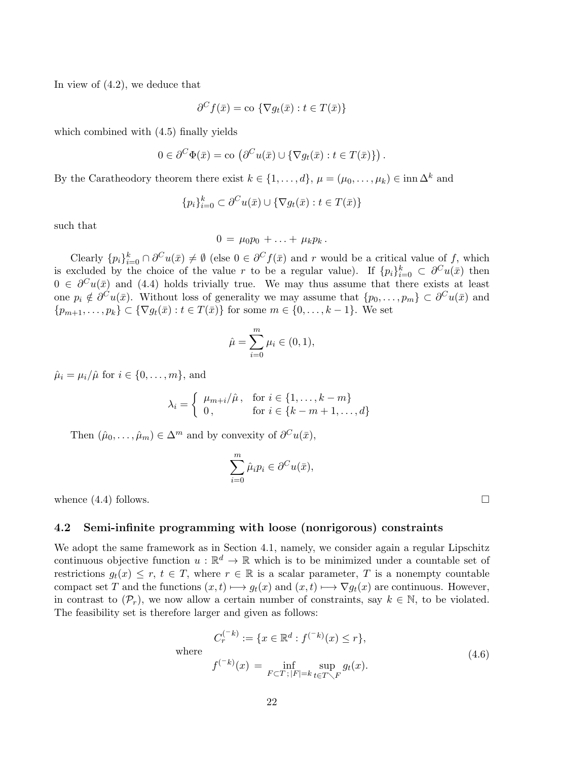In view of (4.2), we deduce that

$$\partial^C f(\bar{x}) = \text{co } \{\nabla g_t(\bar{x}) : t \in T(\bar{x})\}$$

which combined with (4.5) finally yields

$$0 \in \partial^C \Phi(\bar{x}) = \text{co } \left(\partial^C u(\bar{x}) \cup \{\nabla g_t(\bar{x}) : t \in T(\bar{x})\}\right).$$

By the Caratheodory theorem there exist $k \in \{1, \ldots, d\}$, $\mu = (\mu_0, \ldots, \mu_k) \in \text{inn } \Delta^k$ and

$$\{p_i\}_{i=0}^k \subset \partial^C u(\bar{x}) \cup \{\nabla g_t(\bar{x}) : t \in T(\bar{x})\}$$

such that

$$0 = \mu_0 p_0 + \ldots + \mu_k p_k .$$

Clearly $\{p_i\}_{i=0}^k \cap \partial^C u(\bar{x}) \neq \emptyset$ (else $0 \in \partial^C f(\bar{x})$ and $r$ would be a critical value of $f$, which is excluded by the choice of the value $r$ to be a regular value). If $\{p_i\}_{i=0}^k \subset \partial^C u(\bar{x})$ then $0 \in \partial^C u(\bar{x})$ and (4.4) holds trivially true. We may thus assume that there exists at least one $p_i \notin \partial^C u(\bar{x})$. Without loss of generality we may assume that $\{p_0, \ldots, p_m\} \subset \partial^C u(\bar{x})$ and $\{p_{m+1}, \ldots, p_k\} \subset \{\nabla g_t(\bar{x}) : t \in T(\bar{x})\}$ for some $m \in \{0, \ldots, k-1\}$. We set

$$\hat{\mu} = \sum_{i=0}^m \mu_i \in (0, 1),$$

$\hat{\mu}_i = \mu_i / \hat{\mu}$ for $i \in \{0, \ldots, m\}$, and

$$\lambda_i = \begin{cases} \mu_{m+i}/\hat{\mu}, & \text{for } i \in \{1, \ldots, k-m\} \\ 0, & \text{for } i \in \{k-m+1, \ldots, d\} \end{cases}$$

Then $(\hat{\mu}_0, \ldots, \hat{\mu}_m) \in \Delta^m$ and by convexity of $\partial^C u(\bar{x})$,

$$\sum_{i=0}^m \hat{\mu}_i p_i \in \partial^C u(\bar{x}),$$

whence (4.4) follows. □

### 4.2 Semi-infinite programming with loose (nonrigorous) constraints

We adopt the same framework as in Section 4.1, namely, we consider again a regular Lipschitz continuous objective function $u : \mathbb{R}^d \to \mathbb{R}$ which is to be minimized under a countable set of restrictions $g_t(x) \leq r$, $t \in T$, where $r \in \mathbb{R}$ is a scalar parameter, $T$ is a nonempty countable compact set $T$ and the functions $(x, t) \longmapsto g_t(x)$ and $(x, t) \longmapsto \nabla g_t(x)$ are continuous. However, in contrast to $(\mathcal{P}_r)$, we now allow a certain number of constraints, say $k \in \mathbb{N}$, to be violated. The feasibility set is therefore larger and given as follows:

$$\begin{aligned} & C_r^{(-k)} := \{x \in \mathbb{R}^d : f^{(-k)}(x) \leq r\}, \\ \text{where} \quad & \\ & f^{(-k)}(x) = \inf_{F \subset T;\, |F| = k} \sup_{t \in T \setminus F} g_t(x). \end{aligned} \tag{4.6}$$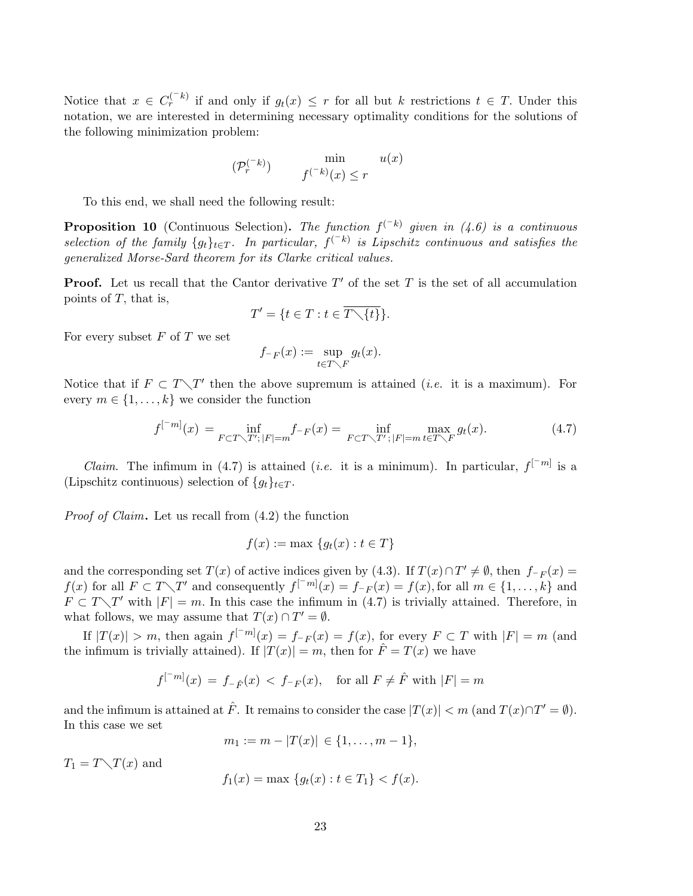Notice that $x \in C_r^{(-k)}$ if and only if $g_t(x) \leq r$ for all but $k$ restrictions $t \in T$. Under this notation, we are interested in determining necessary optimality conditions for the solutions of the following minimization problem:

$$(\mathcal{P}_r^{(-k)}) \qquad \min_{f^{(-k)}(x) \leq r} \quad u(x)$$

To this end, we shall need the following result:

**Proposition 10** (Continuous Selection)**.** *The function $f^{(-k)}$ given in (4.6) is a continuous selection of the family $\{g_t\}_{t\in T}$. In particular, $f^{(-k)}$ is Lipschitz continuous and satisfies the generalized Morse-Sard theorem for its Clarke critical values.*

**Proof.** Let us recall that the Cantor derivative $T'$ of the set $T$ is the set of all accumulation points of $T$, that is,

$$T' = \{t \in T : t \in \overline{T \setminus \{t\}}\}.$$

For every subset $F$ of $T$ we set

$$f_{-F}(x) := \sup_{t \in T \setminus F} g_t(x).$$

Notice that if $F \subset T \setminus T'$ then the above supremum is attained (*i.e.* it is a maximum). For every $m \in \{1, \ldots, k\}$ we consider the function

$$f^{[-m]}(x) = \inf_{F \subset T \setminus T';\, |F|=m} f_{-F}(x) = \inf_{F \subset T \setminus T';\, |F|=m} \max_{t \in T \setminus F} g_t(x). \tag{4.7}$$

*Claim.* The infimum in (4.7) is attained (*i.e.* it is a minimum). In particular, $f^{[-m]}$ is a (Lipschitz continuous) selection of $\{g_t\}_{t\in T}$.

*Proof of Claim***.** Let us recall from (4.2) the function

$$f(x) := \max \{g_t(x) : t \in T\}$$

and the corresponding set $T(x)$ of active indices given by (4.3). If $T(x) \cap T' \neq \emptyset$, then $f_{-F}(x) = f(x)$ for all $F \subset T \setminus T'$ and consequently $f^{[-m]}(x) = f_{-F}(x) = f(x)$, for all $m \in \{1, \ldots, k\}$ and $F \subset T \setminus T'$ with $|F| = m$. In this case the infimum in (4.7) is trivially attained. Therefore, in what follows, we may assume that $T(x) \cap T' = \emptyset$.

If $|T(x)| > m$, then again $f^{[-m]}(x) = f_{-F}(x) = f(x)$, for every $F \subset T$ with $|F| = m$ (and the infimum is trivially attained). If $|T(x)| = m$, then for $\hat{F} = T(x)$ we have

$$f^{[-m]}(x) = f_{-\hat{F}}(x) < f_{-F}(x), \quad \text{for all } F \neq \hat{F} \text{ with } |F| = m$$

and the infimum is attained at $\hat{F}$. It remains to consider the case $|T(x)| < m$ (and $T(x) \cap T' = \emptyset$). In this case we set

$$m_1 := m - |T(x)| \in \{1, \ldots, m-1\},$$

$T_1 = T \setminus T(x)$ and

$$f_1(x) = \max \{g_t(x) : t \in T_1\} < f(x).$$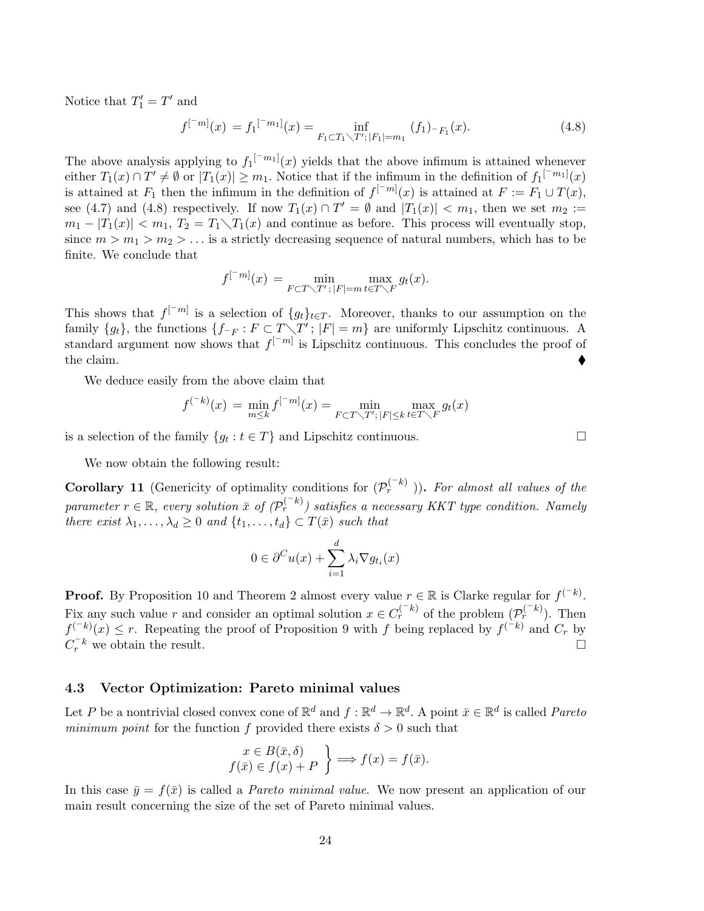Notice that $T_1' = T'$ and

$$f^{[-m]}(x) = f_1^{[-m_1]}(x) = \inf_{F_1 \subset T_1 \setminus T';\, |F_1| = m_1} (f_1)_{-F_1}(x). \tag{4.8}$$

The above analysis applying to $f_1^{[-m_1]}(x)$ yields that the above infimum is attained whenever either $T_1(x) \cap T' \neq \emptyset$ or $|T_1(x)| \geq m_1$. Notice that if the infimum in the definition of $f_1^{[-m_1]}(x)$ is attained at $F_1$ then the infimum in the definition of $f^{[-m]}(x)$ is attained at $F := F_1 \cup T(x)$, see (4.7) and (4.8) respectively. If now $T_1(x) \cap T' = \emptyset$ and $|T_1(x)| < m_1$, then we set $m_2 := m_1 - |T_1(x)| < m_1$, $T_2 = T_1 \setminus T_1(x)$ and continue as before. This process will eventually stop, since $m > m_1 > m_2 > \ldots$ is a strictly decreasing sequence of natural numbers, which has to be finite. We conclude that

$$f^{[-m]}(x) = \min_{F \subset T \setminus T';\, |F| = m} \max_{t \in T \setminus F} g_t(x).$$

This shows that $f^{[-m]}$ is a selection of $\{g_t\}_{t \in T}$. Moreover, thanks to our assumption on the family $\{g_t\}$, the functions $\{f_{-F} : F \subset T \setminus T';\, |F| = m\}$ are uniformly Lipschitz continuous. A standard argument now shows that $f^{[-m]}$ is Lipschitz continuous. This concludes the proof of the claim. ♦

We deduce easily from the above claim that

$$f^{(-k)}(x) = \min_{m \leq k} f^{[-m]}(x) = \min_{F \subset T \setminus T';\, |F| \leq k} \max_{t \in T \setminus F} g_t(x)$$

is a selection of the family $\{g_t : t \in T\}$ and Lipschitz continuous. □

We now obtain the following result:

**Corollary 11** (Genericity of optimality conditions for ($\mathcal{P}_r^{(-k)}$ )). *For almost all values of the parameter $r \in \mathbb{R}$, every solution $\bar{x}$ of ($\mathcal{P}_r^{(-k)}$) satisfies a necessary KKT type condition. Namely there exist $\lambda_1, \ldots, \lambda_d \geq 0$ and $\{t_1, \ldots, t_d\} \subset T(\bar{x})$ such that*

$$0 \in \partial^C u(x) + \sum_{i=1}^{d} \lambda_i \nabla g_{t_i}(x)$$

**Proof.** By Proposition 10 and Theorem 2 almost every value $r \in \mathbb{R}$ is Clarke regular for $f^{(-k)}$. Fix any such value $r$ and consider an optimal solution $x \in C_r^{(-k)}$ of the problem ($\mathcal{P}_r^{(-k)}$). Then $f^{(-k)}(x) \leq r$. Repeating the proof of Proposition 9 with $f$ being replaced by $f^{(-k)}$ and $C_r$ by $C_r^{-k}$ we obtain the result. □

### 4.3 Vector Optimization: Pareto minimal values

Let $P$ be a nontrivial closed convex cone of $\mathbb{R}^d$ and $f : \mathbb{R}^d \to \mathbb{R}^d$. A point $\bar{x} \in \mathbb{R}^d$ is called *Pareto minimum point* for the function $f$ provided there exists $\delta > 0$ such that

$$\left.\begin{array}{c} x \in B(\bar{x}, \delta) \\ f(\bar{x}) \in f(x) + P \end{array}\right\} \Longrightarrow f(x) = f(\bar{x}).$$

In this case $\bar{y} = f(\bar{x})$ is called a *Pareto minimal value*. We now present an application of our main result concerning the size of the set of Pareto minimal values.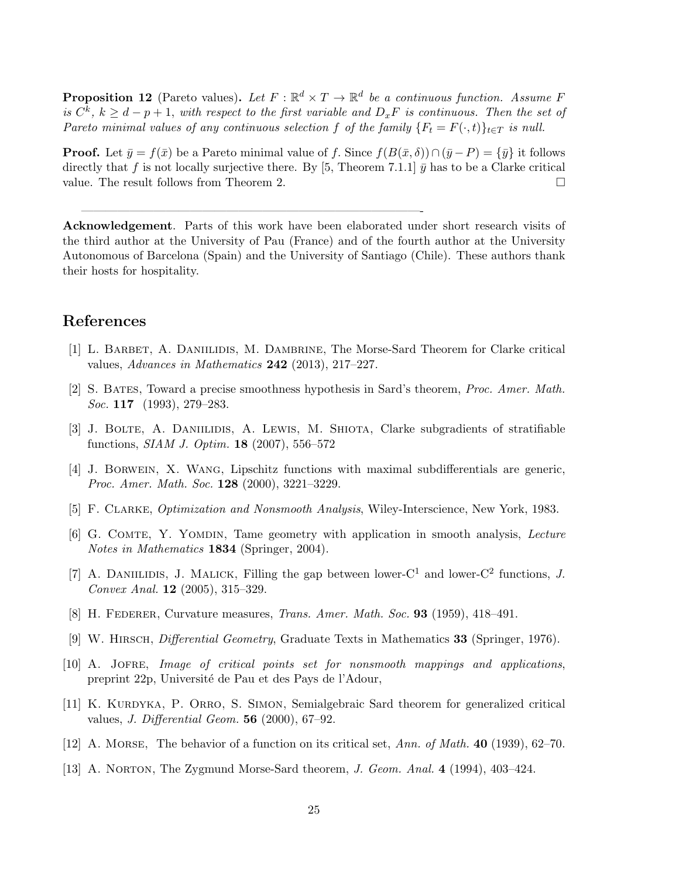**Proposition 12** (Pareto values). *Let $F : \mathbb{R}^d \times T \to \mathbb{R}^d$ be a continuous function. Assume $F$ is $C^k$, $k \geq d - p + 1$, with respect to the first variable and $D_x F$ is continuous. Then the set of Pareto minimal values of any continuous selection $f$ of the family $\{F_t = F(\cdot, t)\}_{t \in T}$ is null.*

**Proof.** Let $\bar{y} = f(\bar{x})$ be a Pareto minimal value of $f$. Since $f(B(\bar{x}, \delta)) \cap (\bar{y} - P) = \{\bar{y}\}$ it follows directly that $f$ is not locally surjective there. By [5, Theorem 7.1.1] $\bar{y}$ has to be a Clarke critical value. The result follows from Theorem 2. $\square$

---

**Acknowledgement**. Parts of this work have been elaborated under short research visits of the third author at the University of Pau (France) and of the fourth author at the University Autonomous of Barcelona (Spain) and the University of Santiago (Chile). These authors thank their hosts for hospitality.

## References

[1] L. Barbet, A. Daniilidis, M. Dambrine, The Morse-Sard Theorem for Clarke critical values, *Advances in Mathematics* **242** (2013), 217–227.

[2] S. Bates, Toward a precise smoothness hypothesis in Sard's theorem, *Proc. Amer. Math. Soc.* **117** (1993), 279–283.

[3] J. Bolte, A. Daniilidis, A. Lewis, M. Shiota, Clarke subgradients of stratifiable functions, *SIAM J. Optim.* **18** (2007), 556–572

[4] J. Borwein, X. Wang, Lipschitz functions with maximal subdifferentials are generic, *Proc. Amer. Math. Soc.* **128** (2000), 3221–3229.

[5] F. Clarke, *Optimization and Nonsmooth Analysis*, Wiley-Interscience, New York, 1983.

[6] G. Comte, Y. Yomdin, Tame geometry with application in smooth analysis, *Lecture Notes in Mathematics* **1834** (Springer, 2004).

[7] A. Daniilidis, J. Malick, Filling the gap between lower-$C^1$ and lower-$C^2$ functions, *J. Convex Anal.* **12** (2005), 315–329.

[8] H. Federer, Curvature measures, *Trans. Amer. Math. Soc.* **93** (1959), 418–491.

[9] W. Hirsch, *Differential Geometry*, Graduate Texts in Mathematics **33** (Springer, 1976).

[10] A. Jofre, *Image of critical points set for nonsmooth mappings and applications*, preprint 22p, Université de Pau et des Pays de l'Adour,

[11] K. Kurdyka, P. Orro, S. Simon, Semialgebraic Sard theorem for generalized critical values, *J. Differential Geom.* **56** (2000), 67–92.

[12] A. Morse, The behavior of a function on its critical set, *Ann. of Math.* **40** (1939), 62–70.

[13] A. Norton, The Zygmund Morse-Sard theorem, *J. Geom. Anal.* **4** (1994), 403–424.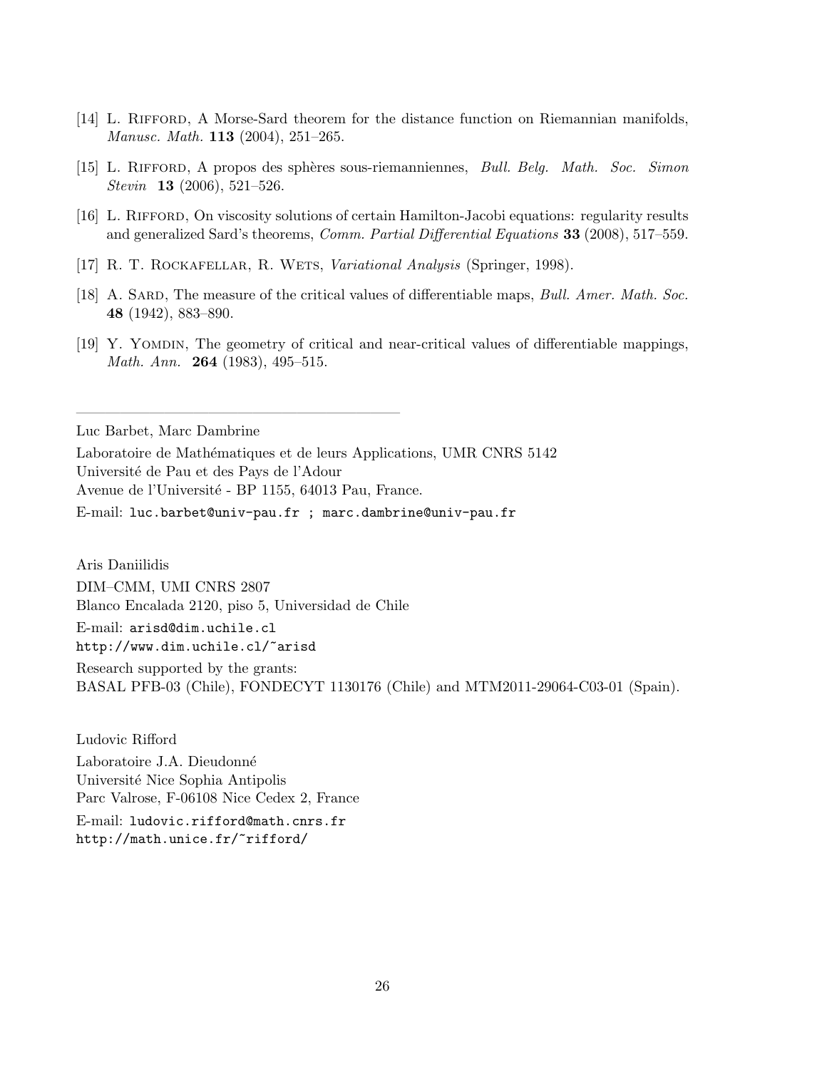[14] L. Rifford, A Morse-Sard theorem for the distance function on Riemannian manifolds, *Manusc. Math.* **113** (2004), 251–265.

[15] L. Rifford, A propos des sphères sous-riemanniennes, *Bull. Belg. Math. Soc. Simon Stevin* **13** (2006), 521–526.

[16] L. Rifford, On viscosity solutions of certain Hamilton-Jacobi equations: regularity results and generalized Sard's theorems, *Comm. Partial Differential Equations* **33** (2008), 517–559.

[17] R. T. Rockafellar, R. Wets, *Variational Analysis* (Springer, 1998).

[18] A. Sard, The measure of the critical values of differentiable maps, *Bull. Amer. Math. Soc.* **48** (1942), 883–890.

[19] Y. Yomdin, The geometry of critical and near-critical values of differentiable mappings, *Math. Ann.* **264** (1983), 495–515.

---

Luc Barbet, Marc Dambrine

Laboratoire de Mathématiques et de leurs Applications, UMR CNRS 5142
Université de Pau et des Pays de l'Adour
Avenue de l'Université - BP 1155, 64013 Pau, France.

E-mail: luc.barbet@univ-pau.fr ; marc.dambrine@univ-pau.fr

Aris Daniilidis

DIM–CMM, UMI CNRS 2807
Blanco Encalada 2120, piso 5, Universidad de Chile

E-mail: arisd@dim.uchile.cl
http://www.dim.uchile.cl/~arisd

Research supported by the grants:
BASAL PFB-03 (Chile), FONDECYT 1130176 (Chile) and MTM2011-29064-C03-01 (Spain).

Ludovic Rifford

Laboratoire J.A. Dieudonné
Université Nice Sophia Antipolis
Parc Valrose, F-06108 Nice Cedex 2, France

E-mail: ludovic.rifford@math.cnrs.fr
http://math.unice.fr/~rifford/